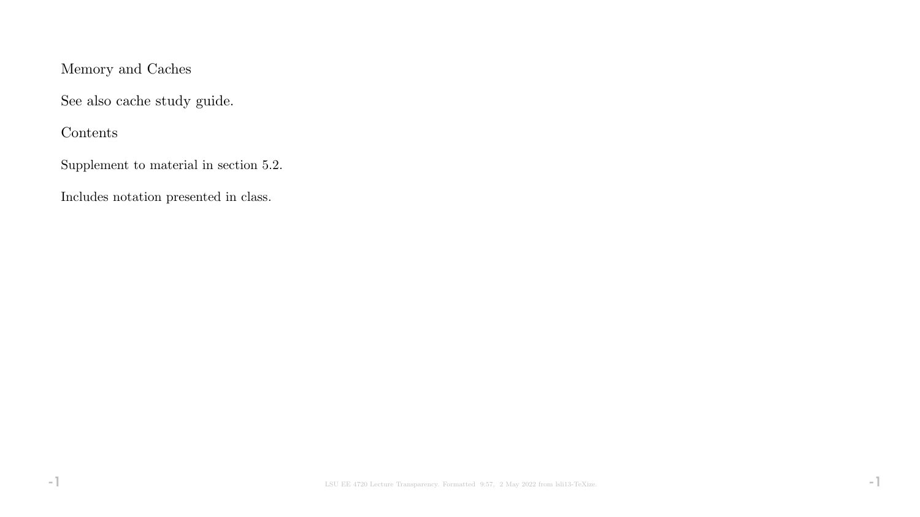# Memory and Caches

See also cache study guide.

## Contents

Supplement to material in section 5.2.

Includes notation presented in class.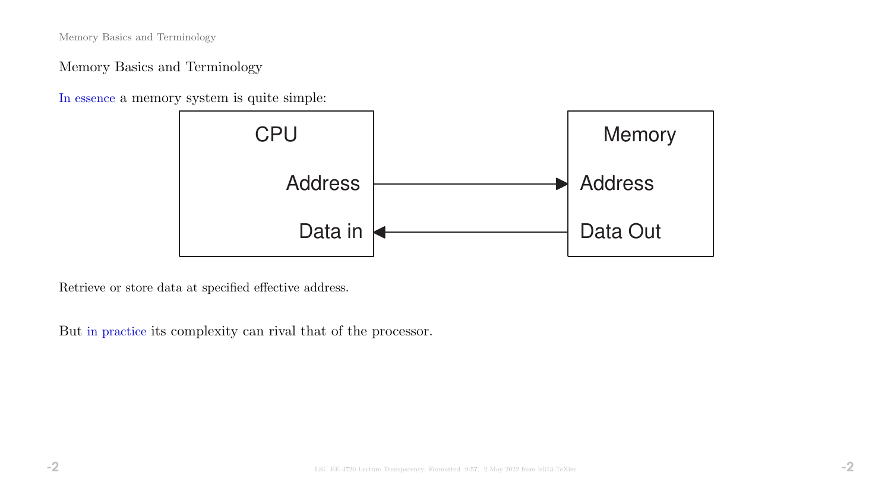## Memory Basics and Terminology

In essence a memory system is quite simple:

CPU — Address → Memory — Address

Memory — Data Out → CPU — Data in

Retrieve or store data at specified effective address.

But in practice its complexity can rival that of the processor.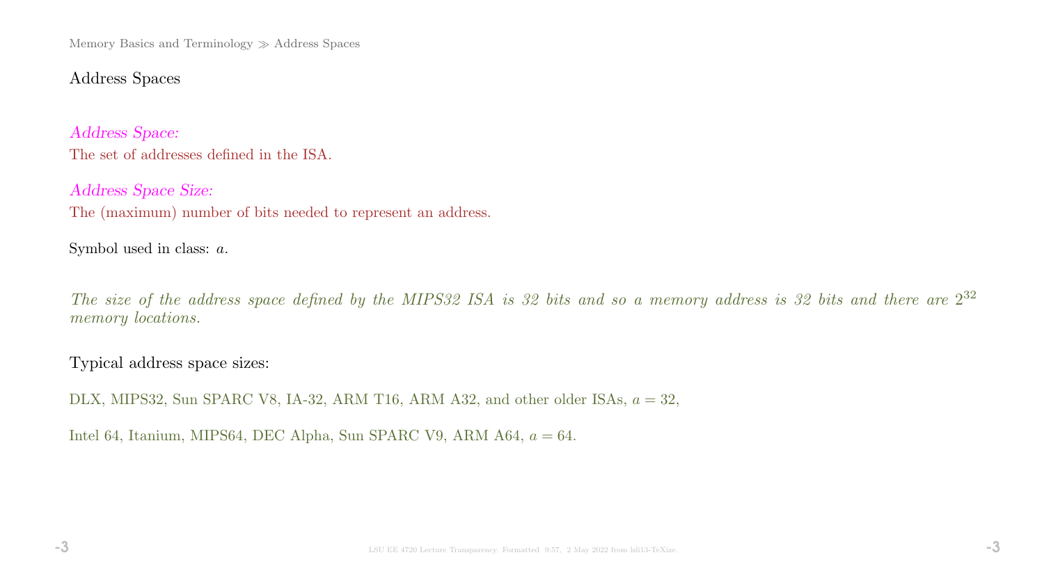## Address Spaces

*Address Space:*

The set of addresses defined in the ISA.

*Address Space Size:*

The (maximum) number of bits needed to represent an address.

Symbol used in class: $a$.

*The size of the address space defined by the MIPS32 ISA is 32 bits and so a memory address is 32 bits and there are $2^{32}$ memory locations.*

Typical address space sizes:

DLX, MIPS32, Sun SPARC V8, IA-32, ARM T16, ARM A32, and other older ISAs, $a = 32$,

Intel 64, Itanium, MIPS64, DEC Alpha, Sun SPARC V9, ARM A64, $a = 64$.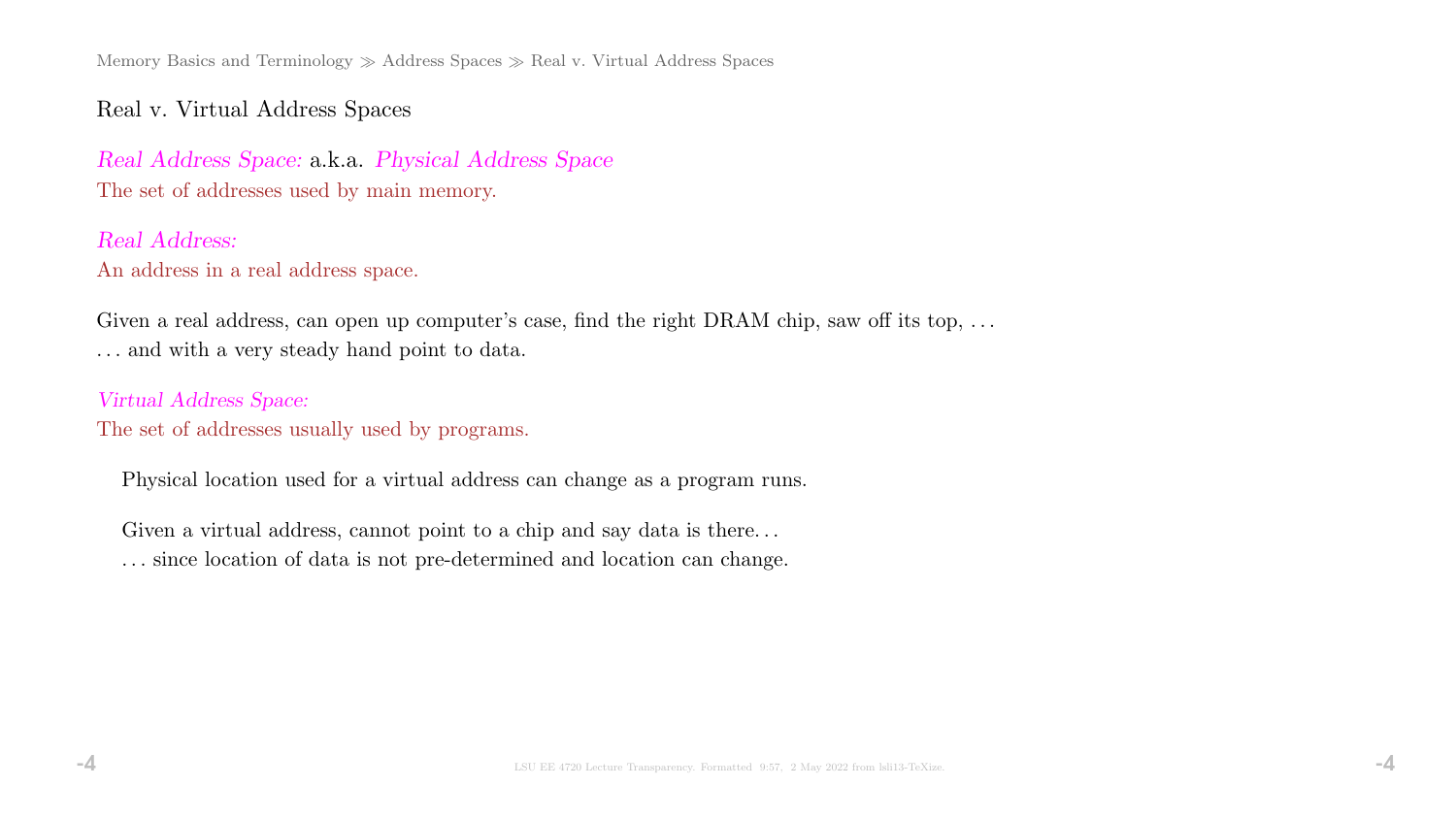## Real v. Virtual Address Spaces

*Real Address Space:* a.k.a. *Physical Address Space*
The set of addresses used by main memory.

*Real Address:*
An address in a real address space.

Given a real address, can open up computer's case, find the right DRAM chip, saw off its top, ...
... and with a very steady hand point to data.

*Virtual Address Space:*
The set of addresses usually used by programs.

Physical location used for a virtual address can change as a program runs.

Given a virtual address, cannot point to a chip and say data is there...
... since location of data is not pre-determined and location can change.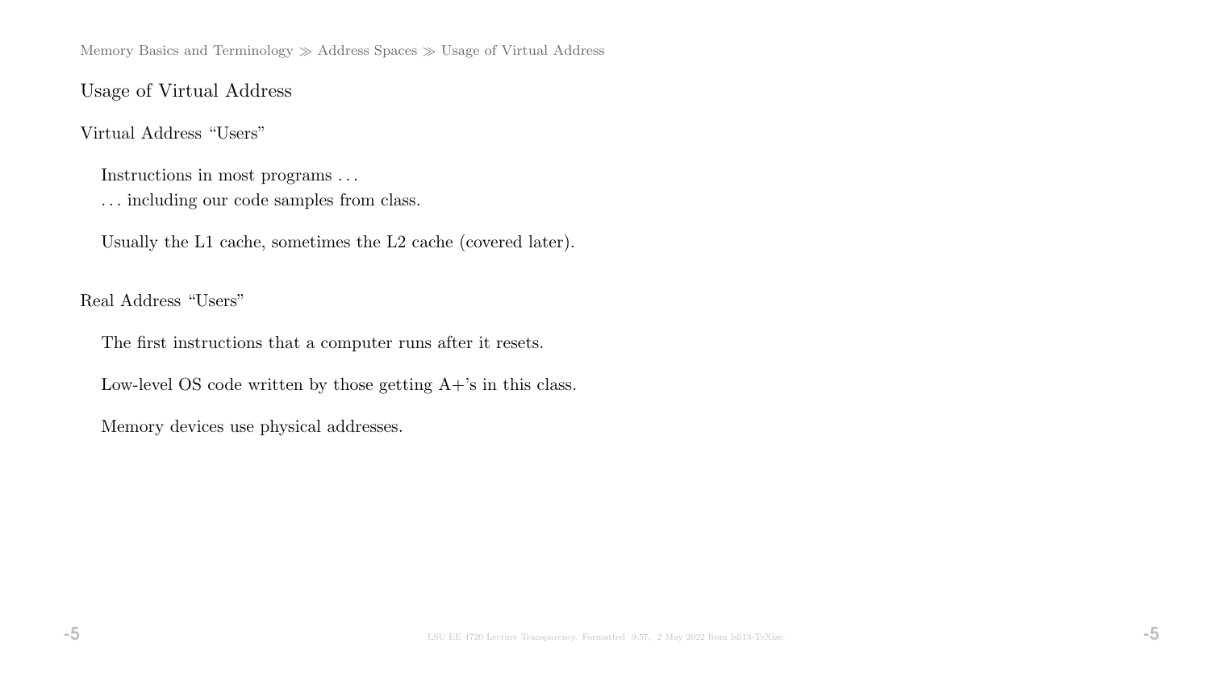## Usage of Virtual Address

### Virtual Address "Users"

Instructions in most programs . . .
. . . including our code samples from class.

Usually the L1 cache, sometimes the L2 cache (covered later).

### Real Address "Users"

The first instructions that a computer runs after it resets.

Low-level OS code written by those getting A+'s in this class.

Memory devices use physical addresses.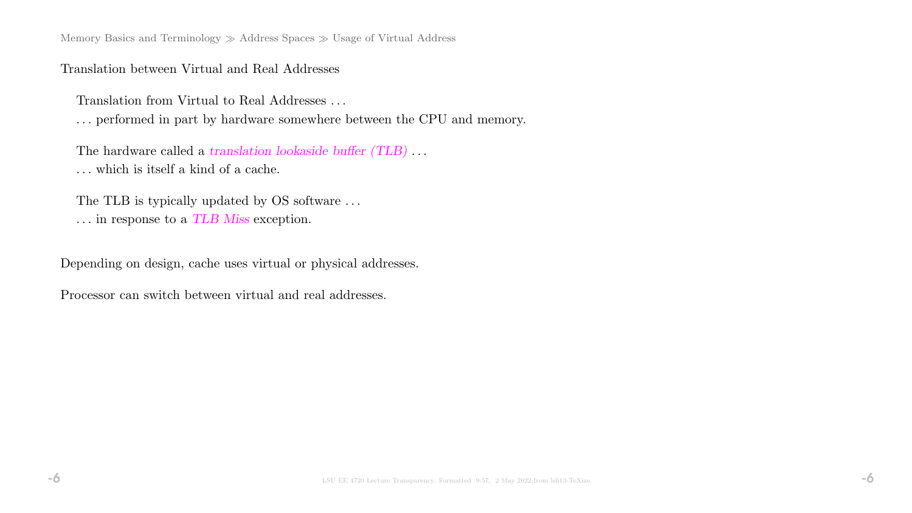Translation between Virtual and Real Addresses

Translation from Virtual to Real Addresses . . .
. . . performed in part by hardware somewhere between the CPU and memory.

The hardware called a *translation lookaside buffer (TLB)* . . .
. . . which is itself a kind of a cache.

The TLB is typically updated by OS software . . .
. . . in response to a *TLB Miss* exception.

Depending on design, cache uses virtual or physical addresses.

Processor can switch between virtual and real addresses.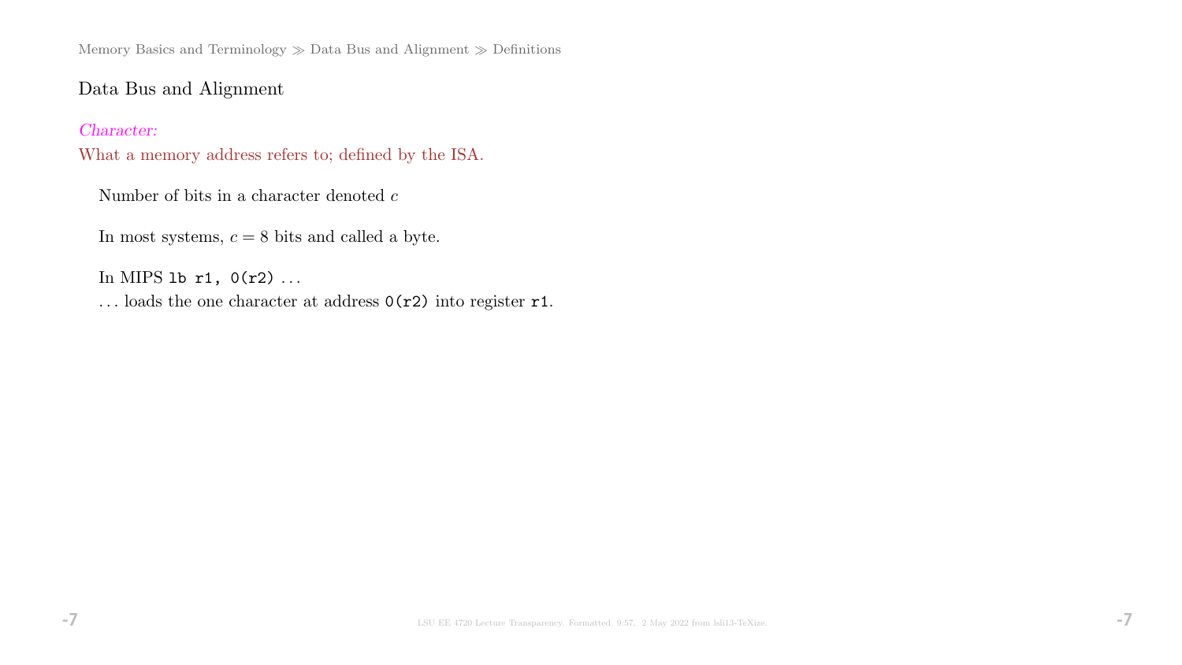## Data Bus and Alignment

*Character:*
What a memory address refers to; defined by the ISA.

Number of bits in a character denoted $c$

In most systems, $c = 8$ bits and called a byte.

In MIPS `lb r1, 0(r2)` ...
... loads the one character at address `0(r2)` into register `r1`.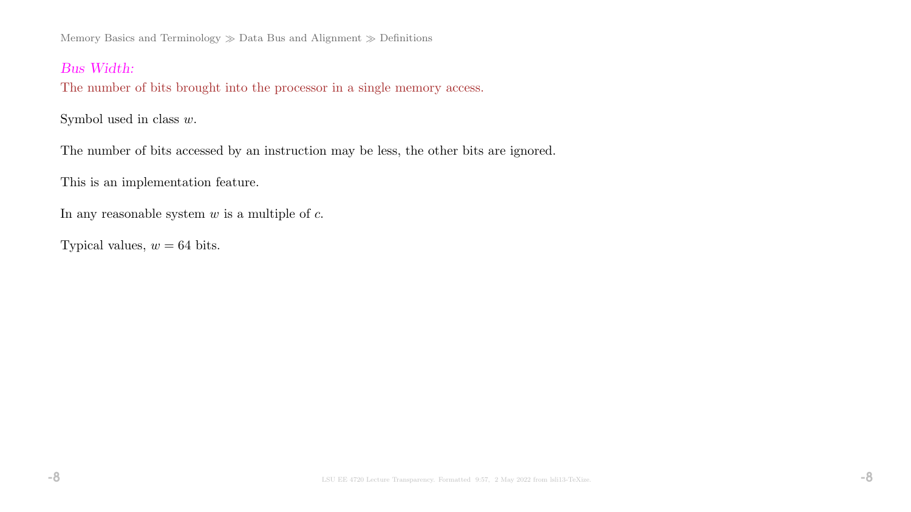*Bus Width:*

The number of bits brought into the processor in a single memory access.

Symbol used in class $w$.

The number of bits accessed by an instruction may be less, the other bits are ignored.

This is an implementation feature.

In any reasonable system $w$ is a multiple of $c$.

Typical values, $w = 64$ bits.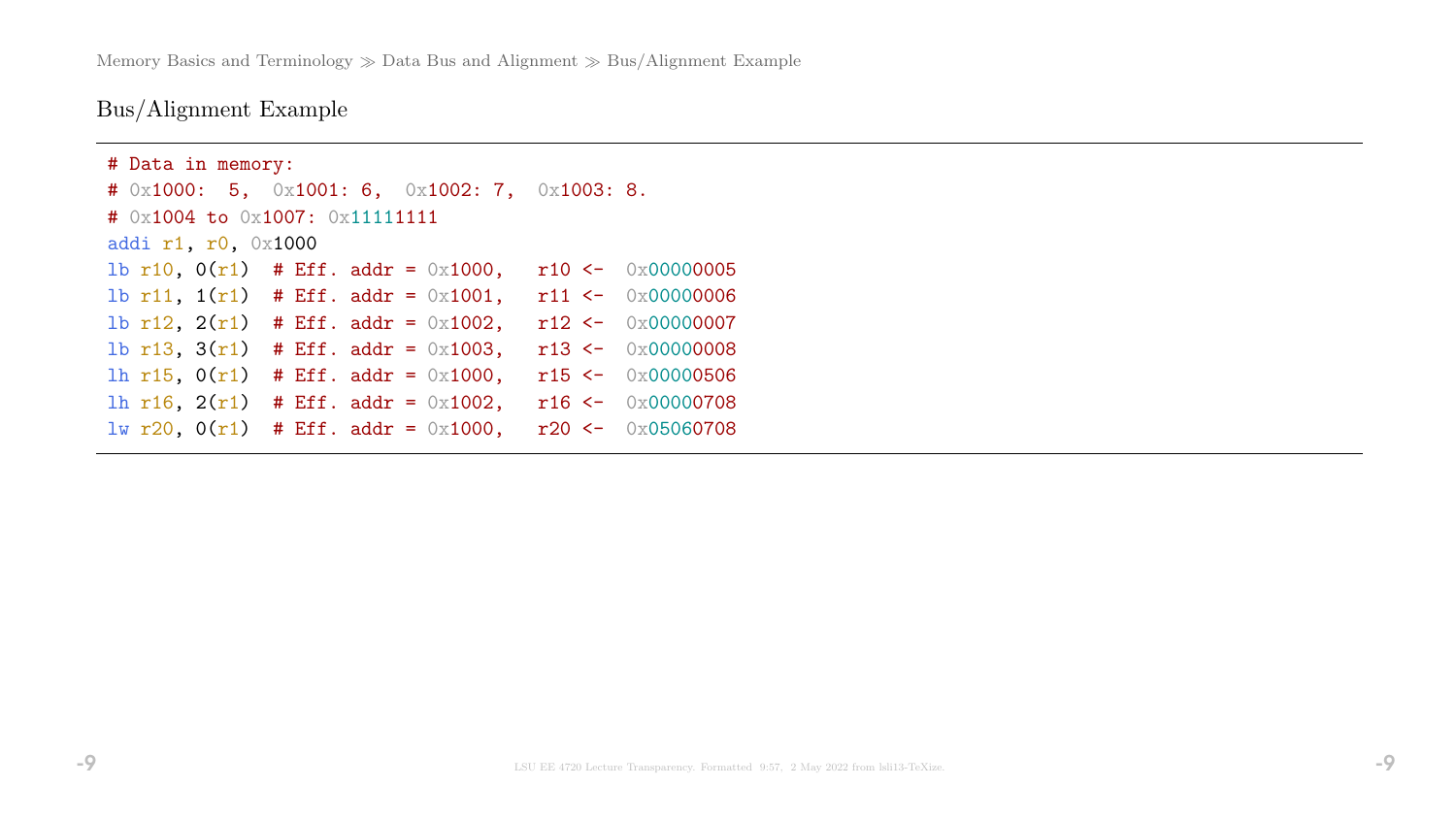## Bus/Alignment Example

```
# Data in memory:
# 0x1000:  5,  0x1001: 6,  0x1002: 7,  0x1003: 8.
# 0x1004 to 0x1007: 0x11111111
addi r1, r0, 0x1000
lb r10, 0(r1)  # Eff. addr = 0x1000,   r10 <-  0x00000005
lb r11, 1(r1)  # Eff. addr = 0x1001,   r11 <-  0x00000006
lb r12, 2(r1)  # Eff. addr = 0x1002,   r12 <-  0x00000007
lb r13, 3(r1)  # Eff. addr = 0x1003,   r13 <-  0x00000008
lh r15, 0(r1)  # Eff. addr = 0x1000,   r15 <-  0x00000506
lh r16, 2(r1)  # Eff. addr = 0x1002,   r16 <-  0x00000708
lw r20, 0(r1)  # Eff. addr = 0x1000,   r20 <-  0x05060708
```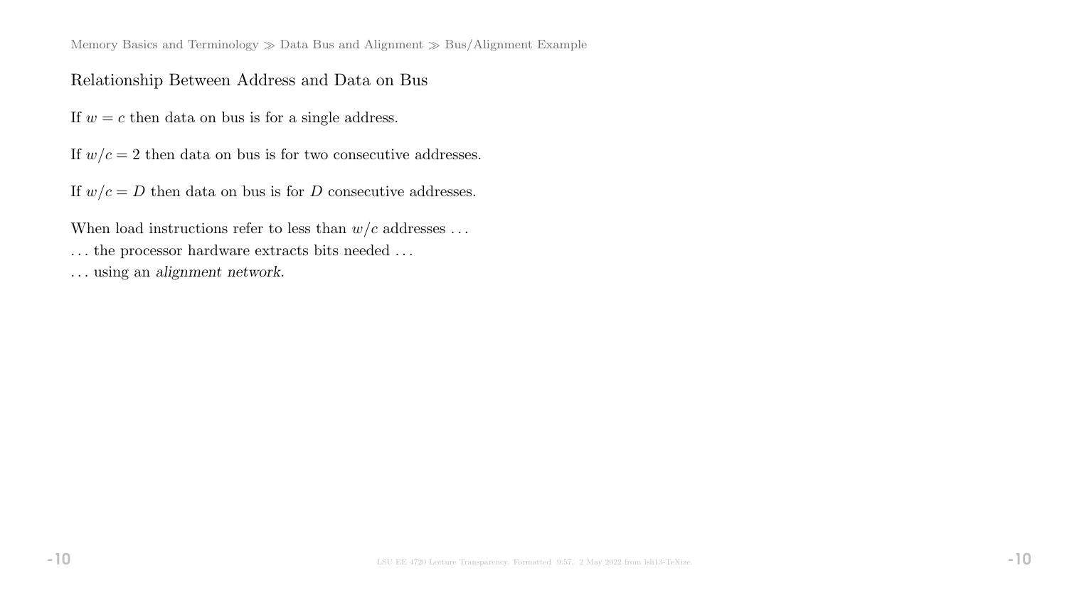## Relationship Between Address and Data on Bus

If $w = c$ then data on bus is for a single address.

If $w/c = 2$ then data on bus is for two consecutive addresses.

If $w/c = D$ then data on bus is for $D$ consecutive addresses.

When load instructions refer to less than $w/c$ addresses . . .
. . . the processor hardware extracts bits needed . . .
. . . using an *alignment network*.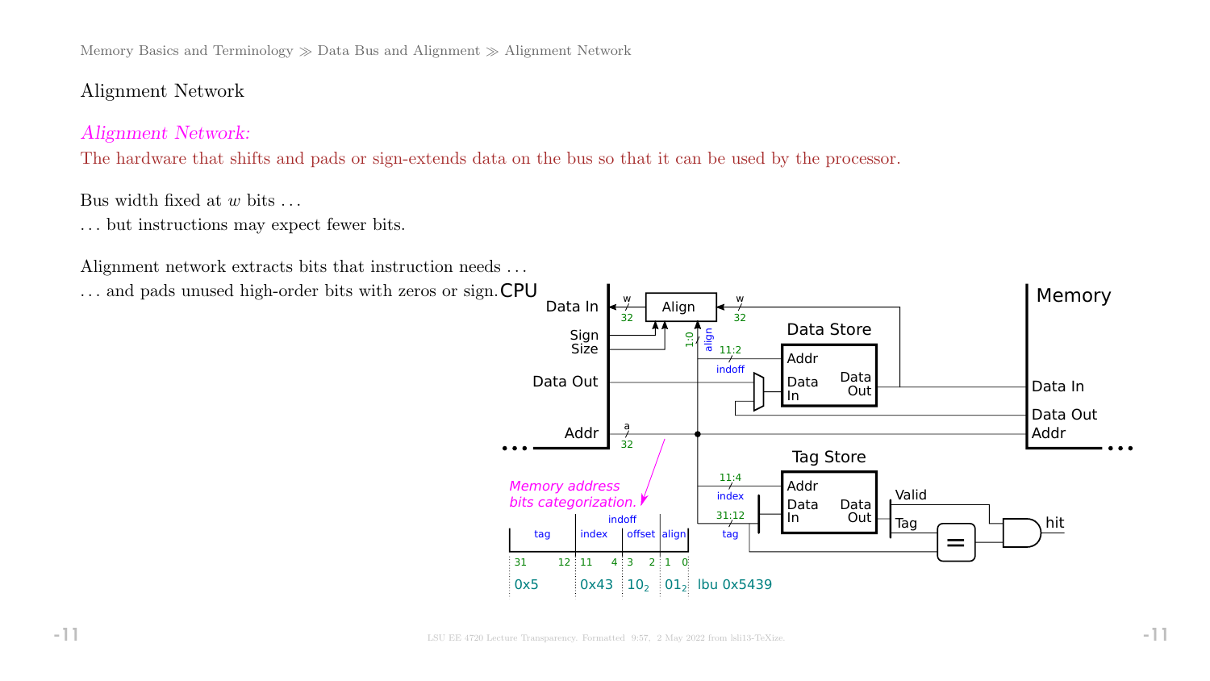## Alignment Network

*Alignment Network:*
The hardware that shifts and pads or sign-extends data on the bus so that it can be used by the processor.

Bus width fixed at $w$ bits ...
... but instructions may expect fewer bits.

Alignment network extracts bits that instruction needs ...
... and pads unused high-order bits with zeros or sign.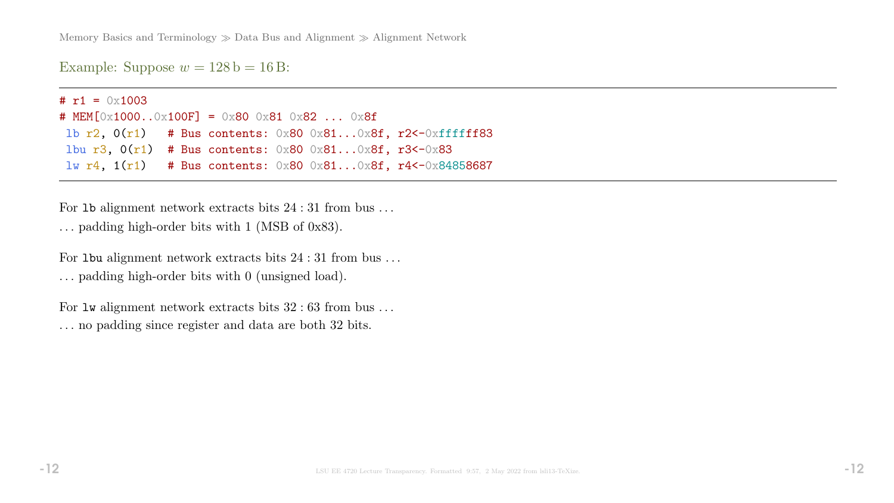Example: Suppose $w = 128\,\text{b} = 16\,\text{B}$:

```
# r1 = 0x1003
# MEM[0x1000..0x100F] = 0x80 0x81 0x82 ... 0x8f
 lb r2, 0(r1)   # Bus contents: 0x80 0x81...0x8f, r2<-0xffffff83
 lbu r3, 0(r1)  # Bus contents: 0x80 0x81...0x8f, r3<-0x83
 lw r4, 1(r1)   # Bus contents: 0x80 0x81...0x8f, r4<-0x84858687
```

For `lb` alignment network extracts bits $24:31$ from bus ...

... padding high-order bits with 1 (MSB of 0x83).

For `lbu` alignment network extracts bits $24:31$ from bus ...

... padding high-order bits with 0 (unsigned load).

For `lw` alignment network extracts bits $32:63$ from bus ...

... no padding since register and data are both 32 bits.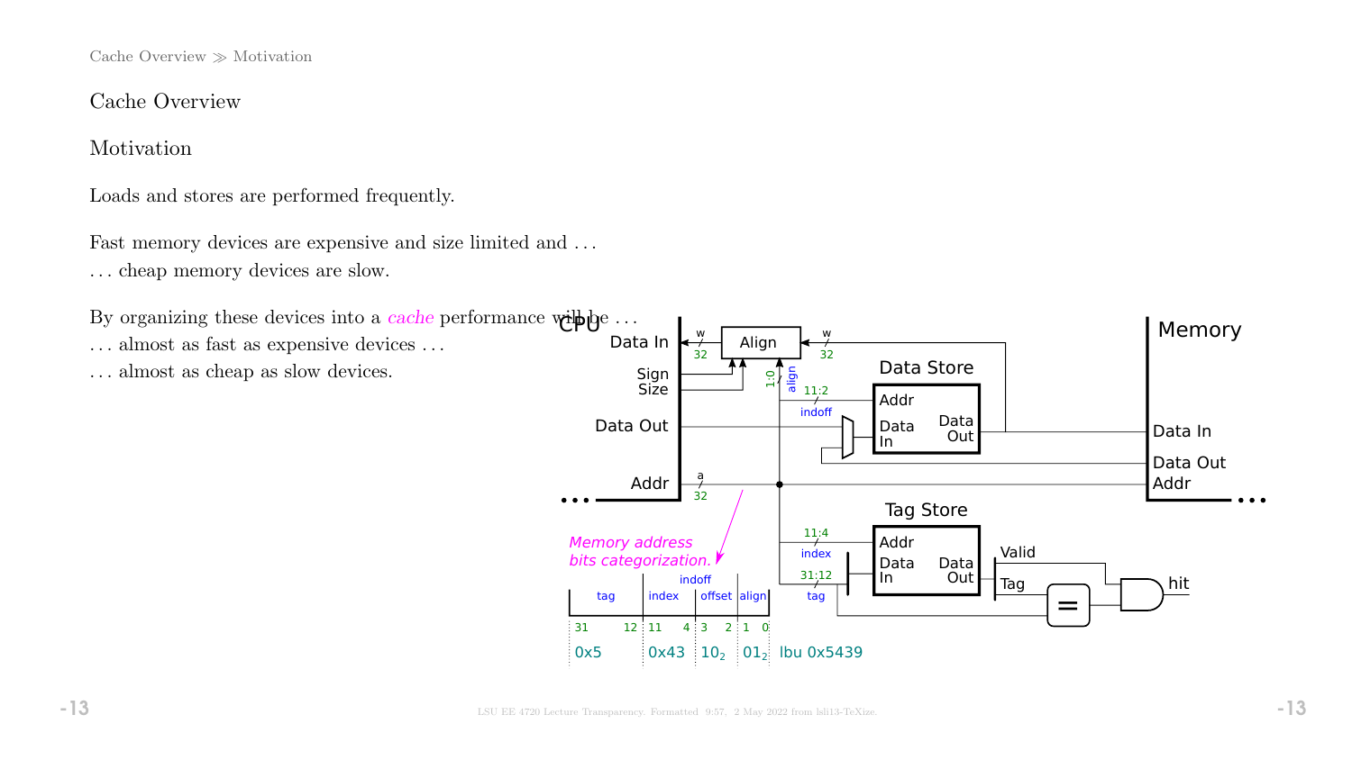Cache Overview ≫ Motivation

# Cache Overview

## Motivation

Loads and stores are performed frequently.

Fast memory devices are expensive and size limited and ...
... cheap memory devices are slow.

By organizing these devices into a *cache* performance will be ...
... almost as fast as expensive devices ...
... almost as cheap as slow devices.

CPU

Data In

Sign
Size

Data Out

Addr

Align

Data Store

Addr

Data In

Data Out

Tag Store

Addr

Data In

Data Out

Valid

Tag

hit

Memory

Data In

Data Out

Addr

*Memory address bits categorization.*

tag | index | offset | align (indoff)

31 12 | 11 4 | 3 2 | 1 0

0x5 | 0x43 | $10_2$ | $01_2$ lbu 0x5439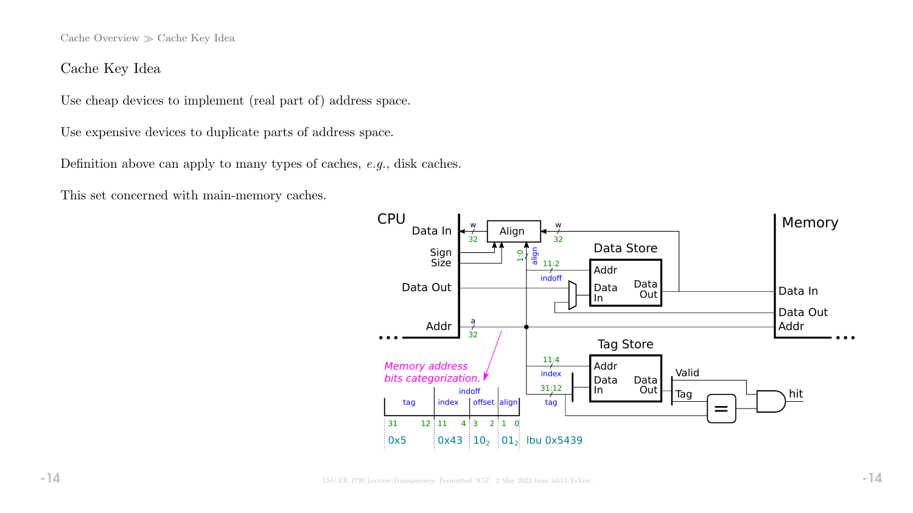## Cache Key Idea

Use cheap devices to implement (real part of) address space.

Use expensive devices to duplicate parts of address space.

Definition above can apply to many types of caches, *e.g.*, disk caches.

This set concerned with main-memory caches.

CPU

Data In, Sign, Size, Data Out, Addr

Align

Data Store: Addr, Data In, Data Out

Tag Store: Addr, Data In, Data Out

Memory: Data In, Data Out, Addr

Valid, Tag, hit

*Memory address bits categorization.*

| tag | index | offset | align |
|---|---|---|---|
| 31 ... 12 | 11 ... 4 | 3 ... 2 | 1 ... 0 |
| 0x5 | 0x43 | $10_2$ | $01_2$ |

indoff

lbu 0x5439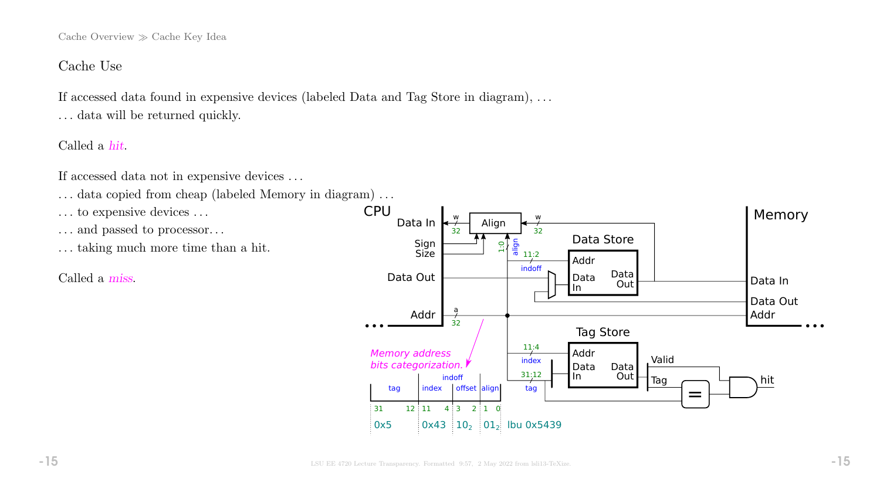Cache Overview ≫ Cache Key Idea

## Cache Use

If accessed data found in expensive devices (labeled Data and Tag Store in diagram), . . .
. . . data will be returned quickly.

Called a *hit*.

If accessed data not in expensive devices . . .
. . . data copied from cheap (labeled Memory in diagram) . . .
. . . to expensive devices . . .
. . . and passed to processor. . .
. . . taking much more time than a hit.

Called a *miss*.

CPU — Data In, Sign, Size, Data Out, Addr

Align

Data Store — Addr, Data In, Data Out

Tag Store — Addr, Data In, Data Out, Valid, Tag

Memory — Data In, Data Out, Addr

hit

*Memory address bits categorization.*

| tag | index | offset | align |
|---|---|---|---|
| 31–12 | 11–4 | 3–2 | 1–0 |
| 0x5 | 0x43 | $10_2$ | $01_2$ |

indoff (bits 11:2); lbu 0x5439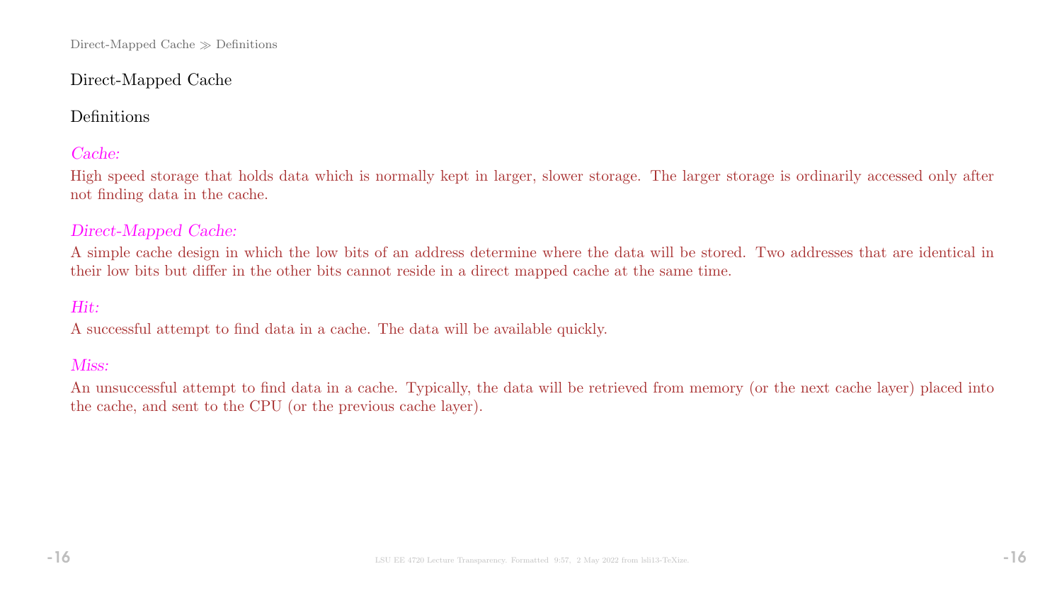# Direct-Mapped Cache

## Definitions

*Cache:*

High speed storage that holds data which is normally kept in larger, slower storage. The larger storage is ordinarily accessed only after not finding data in the cache.

*Direct-Mapped Cache:*

A simple cache design in which the low bits of an address determine where the data will be stored. Two addresses that are identical in their low bits but differ in the other bits cannot reside in a direct mapped cache at the same time.

*Hit:*

A successful attempt to find data in a cache. The data will be available quickly.

*Miss:*

An unsuccessful attempt to find data in a cache. Typically, the data will be retrieved from memory (or the next cache layer) placed into the cache, and sent to the CPU (or the previous cache layer).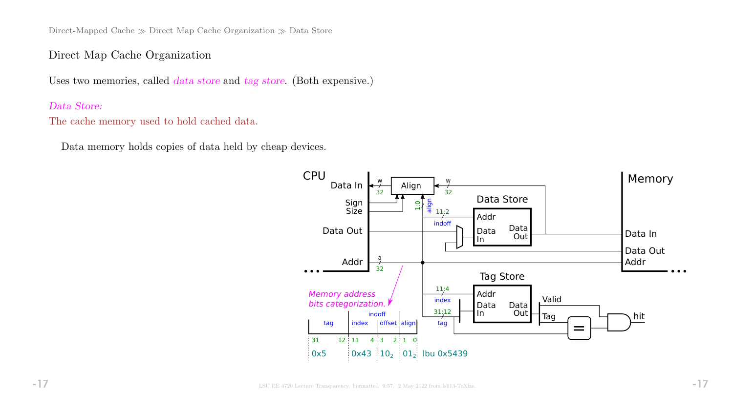# Direct Map Cache Organization

Uses two memories, called *data store* and *tag store*. (Both expensive.)

*Data Store:*
The cache memory used to hold cached data.

Data memory holds copies of data held by cheap devices.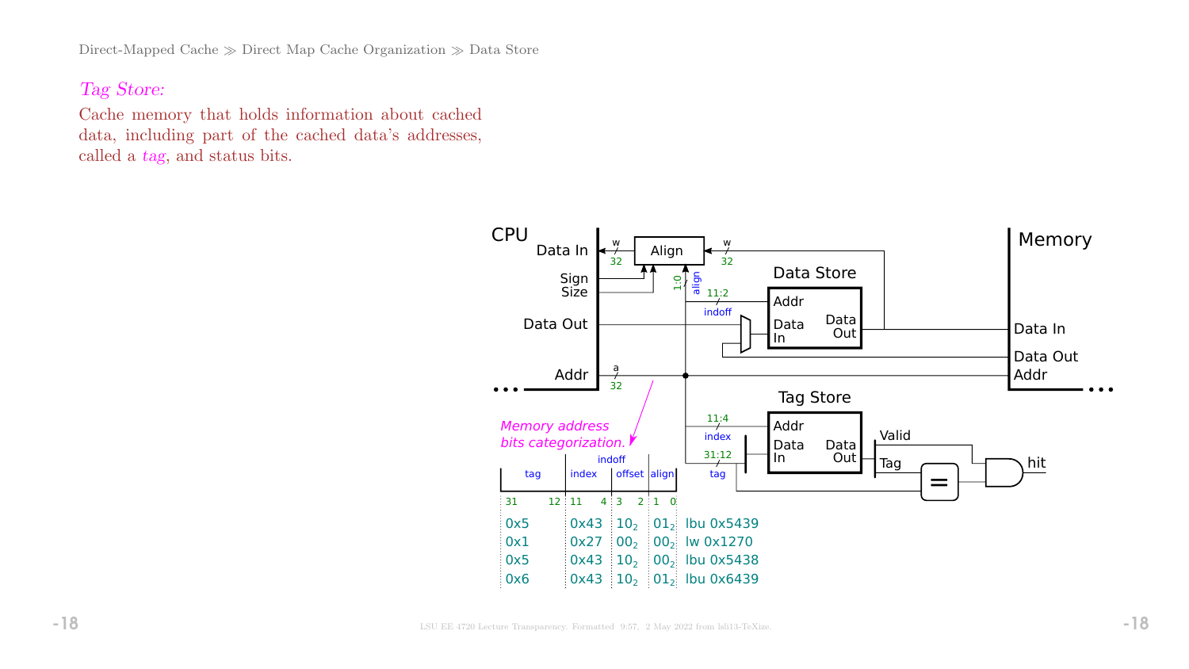Direct-Mapped Cache ≫ Direct Map Cache Organization ≫ Data Store

*Tag Store:*

Cache memory that holds information about cached data, including part of the cached data's addresses, called a *tag*, and status bits.

Memory address bits categorization.

| tag | index | offset | align | |
|---|---|---|---|---|
| 31 … 12 | 11 … 4 | 3 … 2 | 1 … 0 | |
| 0x5 | 0x43 | $10_2$ | $01_2$ | lbu 0x5439 |
| 0x1 | 0x27 | $00_2$ | $00_2$ | lw 0x1270 |
| 0x5 | 0x43 | $10_2$ | $00_2$ | lbu 0x5438 |
| 0x6 | 0x43 | $10_2$ | $01_2$ | lbu 0x6439 |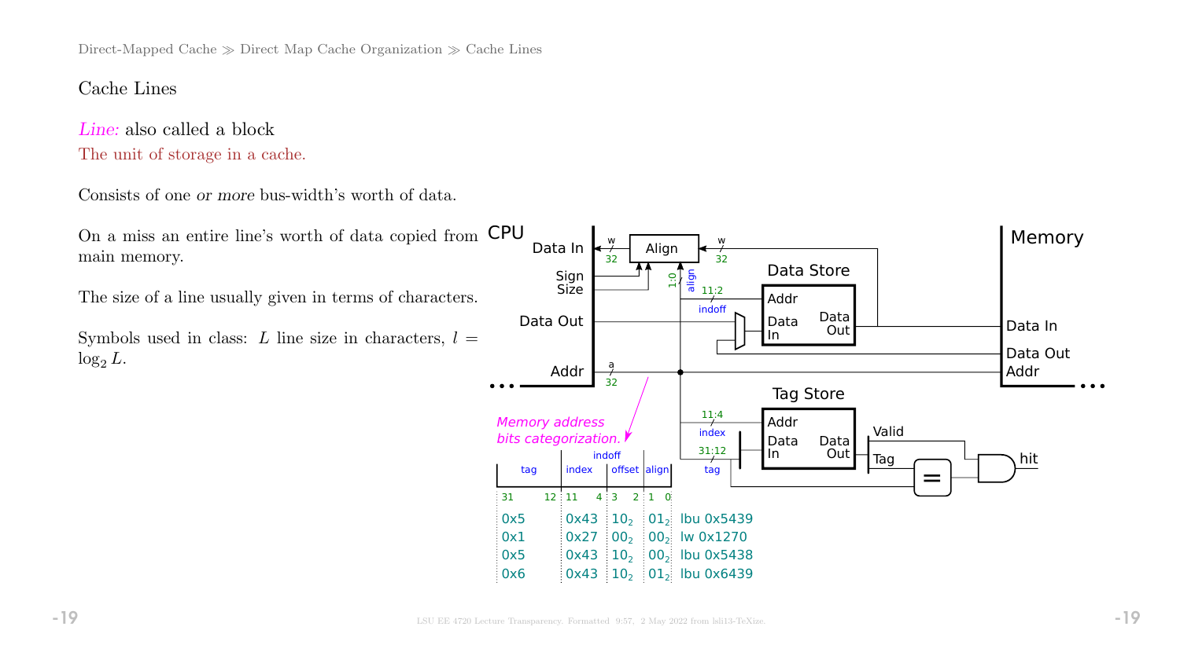## Cache Lines

*Line:* also called a block

The unit of storage in a cache.

Consists of one *or more* bus-width's worth of data.

On a miss an entire line's worth of data copied from main memory.

The size of a line usually given in terms of characters.

Symbols used in class: $L$ line size in characters, $l = \log_2 L$.

Memory address bits categorization.

| tag | index | offset | align | |
|---|---|---|---|---|
| 31 … 12 | 11 … 4 | 3 … 2 | 1 … 0 | |
| 0x5 | 0x43 | $10_2$ | $01_2$ | lbu 0x5439 |
| 0x1 | 0x27 | $00_2$ | $00_2$ | lw 0x1270 |
| 0x5 | 0x43 | $10_2$ | $00_2$ | lbu 0x5438 |
| 0x6 | 0x43 | $10_2$ | $01_2$ | lbu 0x6439 |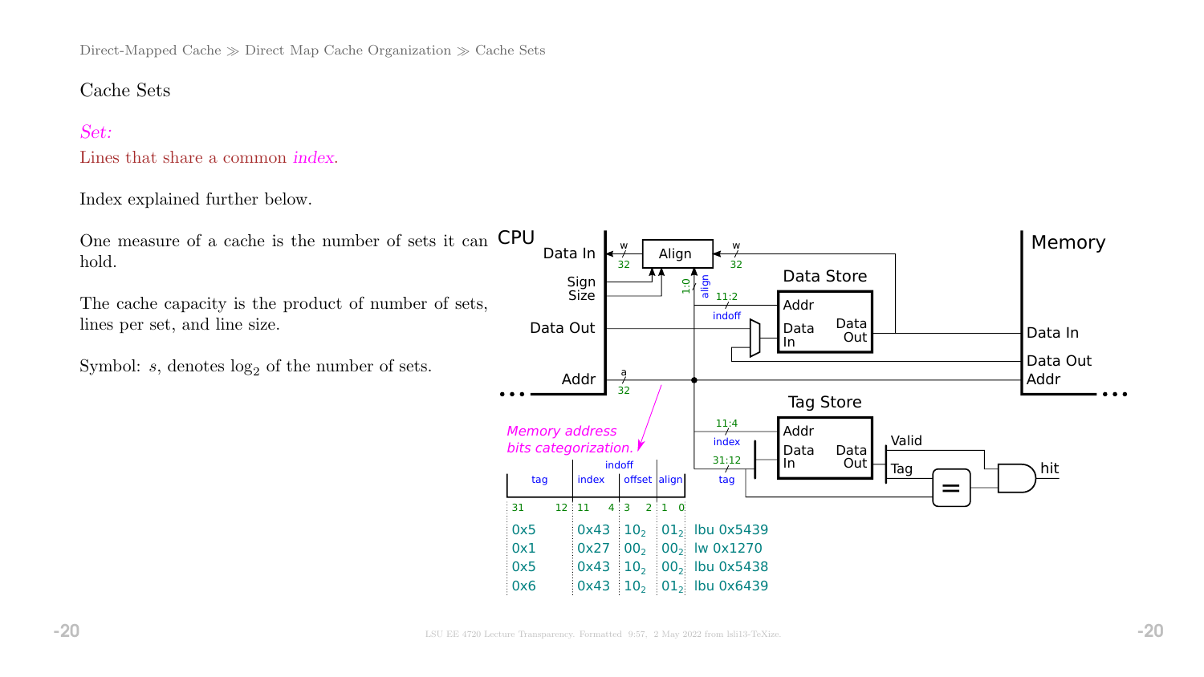# Cache Sets

*Set:*
Lines that share a common *index*.

Index explained further below.

One measure of a cache is the number of sets it can hold.

The cache capacity is the product of number of sets, lines per set, and line size.

Symbol: $s$, denotes $\log_2$ of the number of sets.

*Memory address bits categorization.*

| tag (31–12) | index (11–4) | offset (3–2) | align (1–0) | |
|---|---|---|---|---|
| 0x5 | 0x43 | $10_2$ | $01_2$ | lbu 0x5439 |
| 0x1 | 0x27 | $00_2$ | $00_2$ | lw 0x1270 |
| 0x5 | 0x43 | $10_2$ | $00_2$ | lbu 0x5438 |
| 0x6 | 0x43 | $10_2$ | $01_2$ | lbu 0x6439 |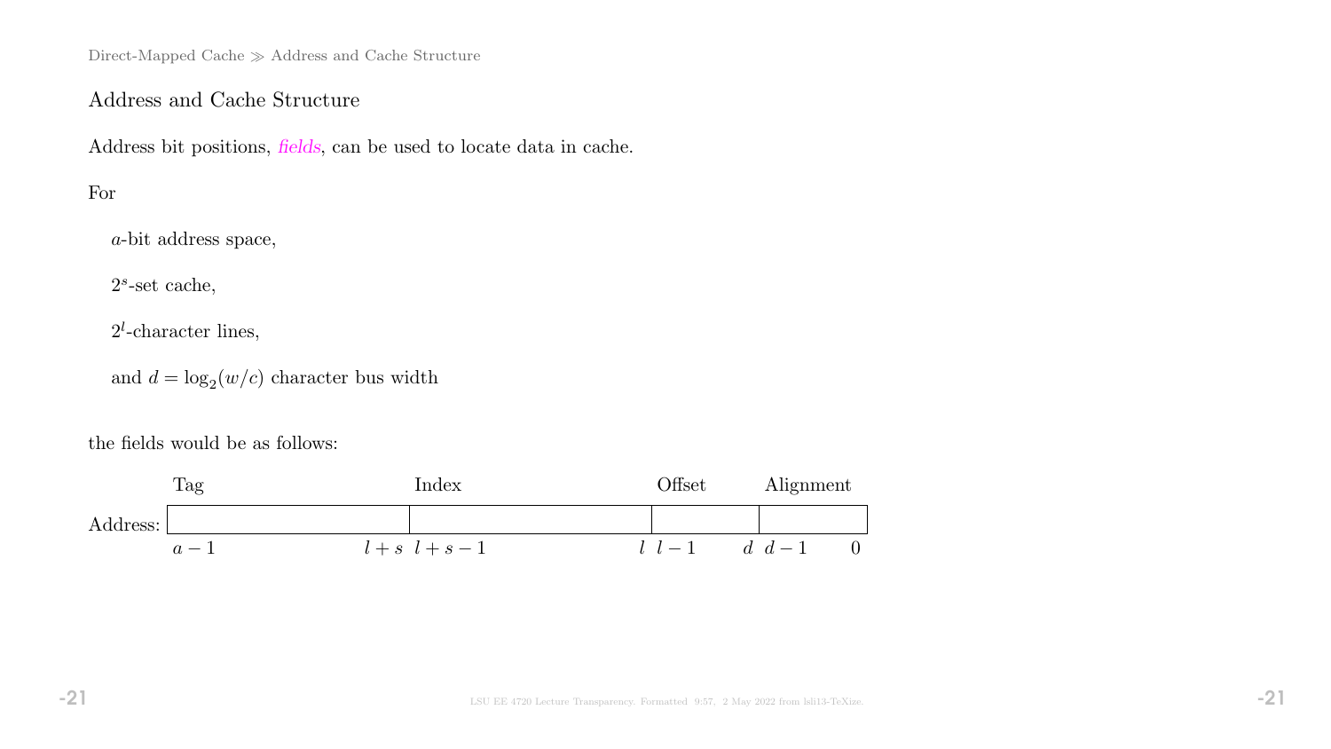## Address and Cache Structure

Address bit positions, *fields*, can be used to locate data in cache.

For

$a$-bit address space,

$2^s$-set cache,

$2^l$-character lines,

and $d = \log_2(w/c)$ character bus width

the fields would be as follows:

| | Tag | Index | Offset | Alignment |
|---|---|---|---|---|
| Address: | | | | |
| | $a-1$ … $l+s$ | $l+s-1$ … $l$ | $l-1$ … $d$ | $d-1$ … $0$ |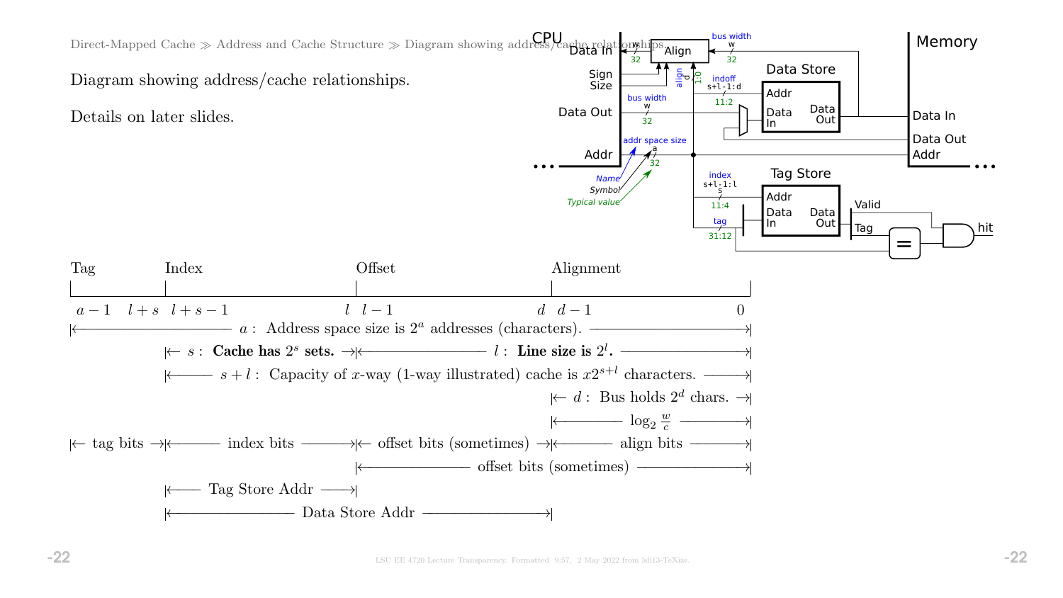Diagram showing address/cache relationships.

Details on later slides.

Tag | Index | Offset | Alignment

$a-1$ $l+s$ $l+s-1$ $l$ $l-1$ $d$ $d-1$ $0$

$|\leftarrow$ $a$ : Address space size is $2^a$ addresses (characters). $\rightarrow|$

$|\leftarrow$ $s$ : **Cache has $2^s$ sets.** $\rightarrow|$ $|\leftarrow$ $l$ : **Line size is $2^l$.** $\rightarrow|$

$|\leftarrow$ $s+l$ : Capacity of $x$-way (1-way illustrated) cache is $x2^{s+l}$ characters. $\rightarrow|$

$|\leftarrow$ $d$ : Bus holds $2^d$ chars. $\rightarrow|$

$|\leftarrow$ $\log_2 \frac{w}{c}$ $\rightarrow|$

$|\leftarrow$ tag bits $\rightarrow|$ $|\leftarrow$ index bits $\rightarrow|$ $|\leftarrow$ offset bits (sometimes) $\rightarrow|$ $|\leftarrow$ align bits $\rightarrow|$

$|\leftarrow$ offset bits (sometimes) $\rightarrow|$

$|\leftarrow$ Tag Store Addr $\rightarrow|$

$|\leftarrow$ Data Store Addr $\rightarrow|$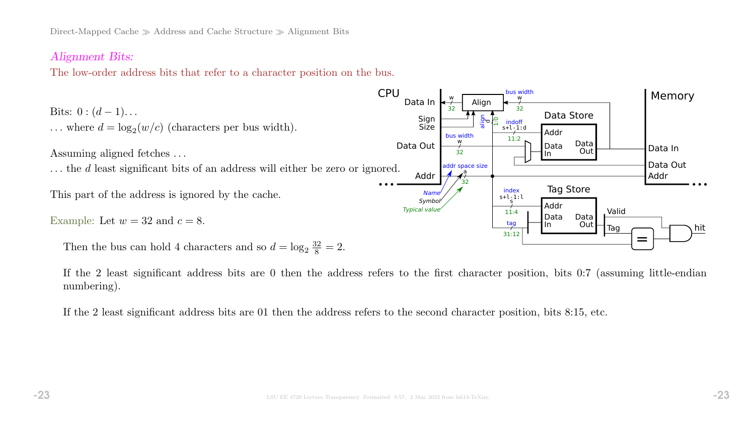*Alignment Bits:*

The low-order address bits that refer to a character position on the bus.

Bits: $0 : (d-1)\ldots$

$\ldots$ where $d = \log_2(w/c)$ (characters per bus width).

Assuming aligned fetches ...

... the $d$ least significant bits of an address will either be zero or ignored.

This part of the address is ignored by the cache.

Example: Let $w = 32$ and $c = 8$.

Then the bus can hold 4 characters and so $d = \log_2 \frac{32}{8} = 2$.

If the 2 least significant address bits are 0 then the address refers to the first character position, bits 0:7 (assuming little-endian numbering).

If the 2 least significant address bits are 01 then the address refers to the second character position, bits 8:15, etc.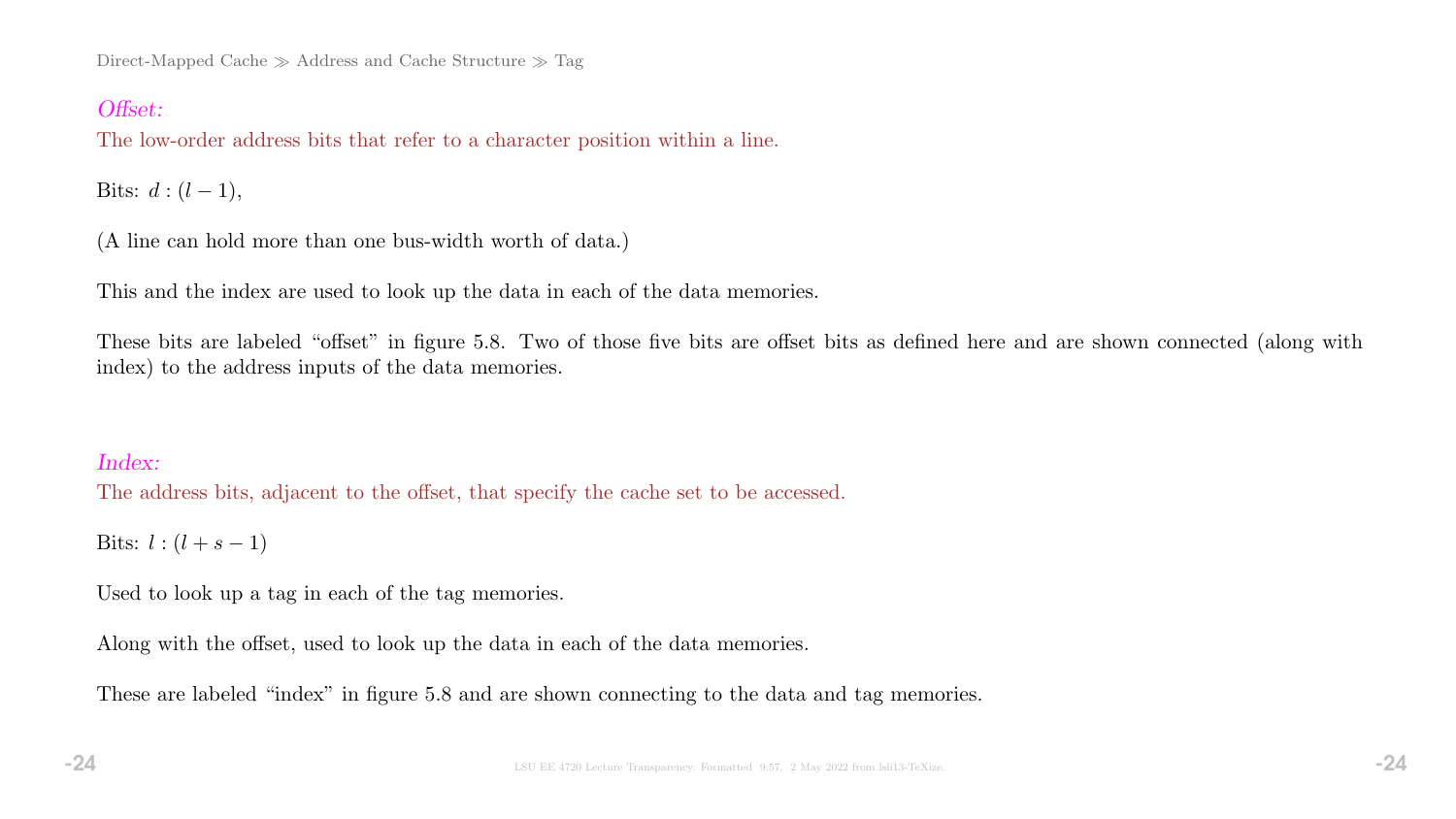*Offset:*

The low-order address bits that refer to a character position within a line.

Bits: $d : (l-1)$,

(A line can hold more than one bus-width worth of data.)

This and the index are used to look up the data in each of the data memories.

These bits are labeled "offset" in figure 5.8. Two of those five bits are offset bits as defined here and are shown connected (along with index) to the address inputs of the data memories.

*Index:*

The address bits, adjacent to the offset, that specify the cache set to be accessed.

Bits: $l : (l+s-1)$

Used to look up a tag in each of the tag memories.

Along with the offset, used to look up the data in each of the data memories.

These are labeled "index" in figure 5.8 and are shown connecting to the data and tag memories.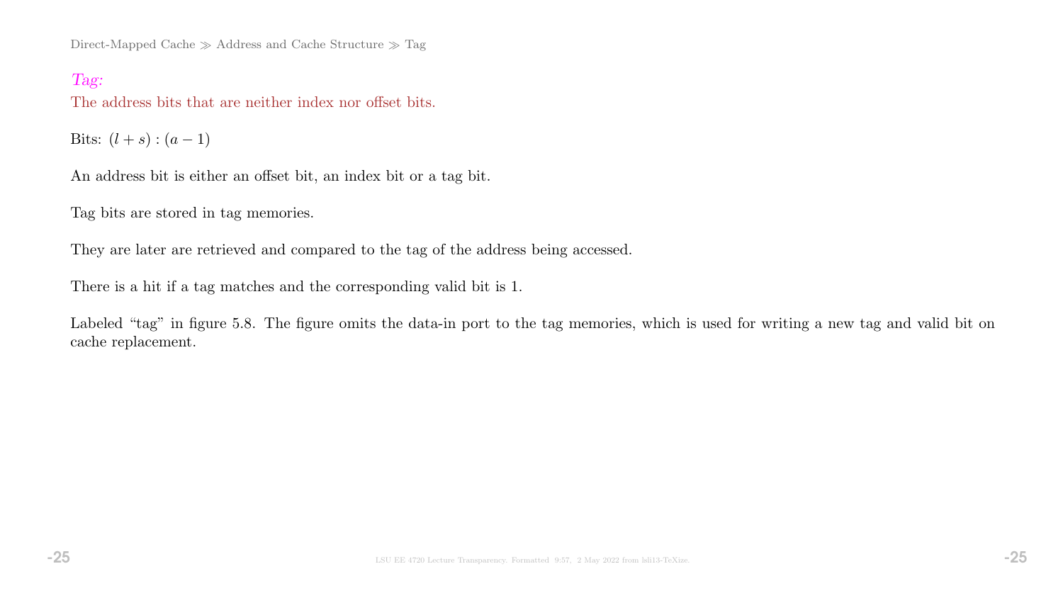*Tag:*
The address bits that are neither index nor offset bits.

Bits: $(l + s) : (a - 1)$

An address bit is either an offset bit, an index bit or a tag bit.

Tag bits are stored in tag memories.

They are later are retrieved and compared to the tag of the address being accessed.

There is a hit if a tag matches and the corresponding valid bit is 1.

Labeled "tag" in figure 5.8. The figure omits the data-in port to the tag memories, which is used for writing a new tag and valid bit on cache replacement.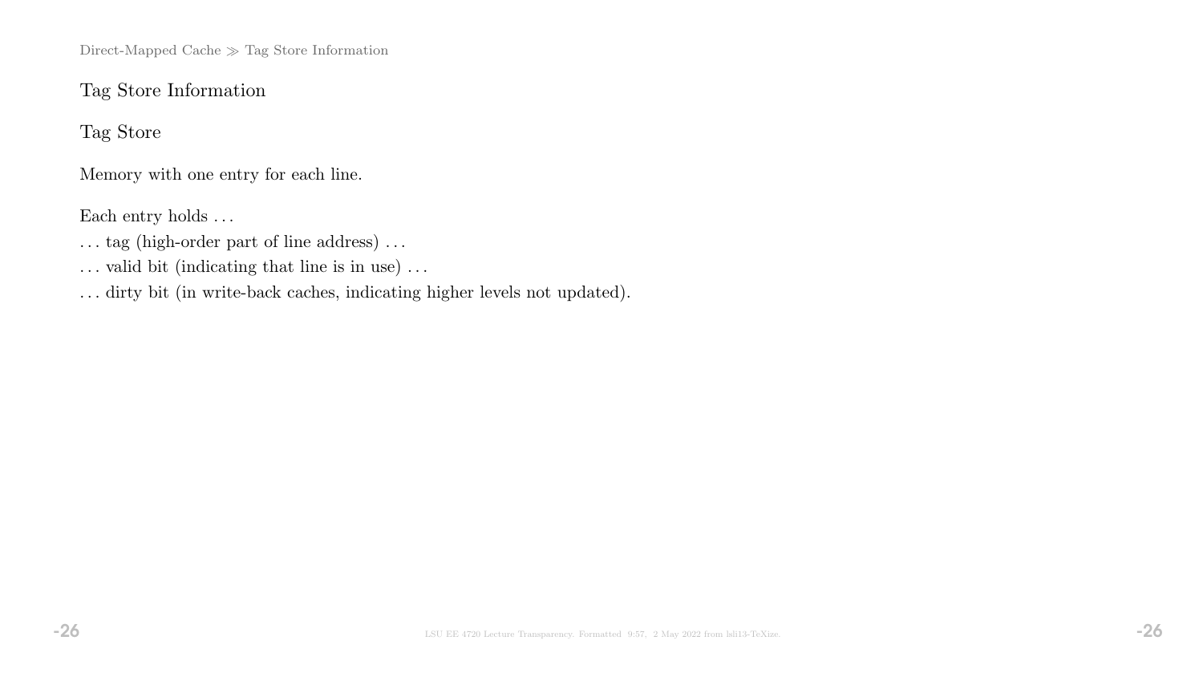## Tag Store Information

### Tag Store

Memory with one entry for each line.

Each entry holds . . .

. . . tag (high-order part of line address) . . .

. . . valid bit (indicating that line is in use) . . .

. . . dirty bit (in write-back caches, indicating higher levels not updated).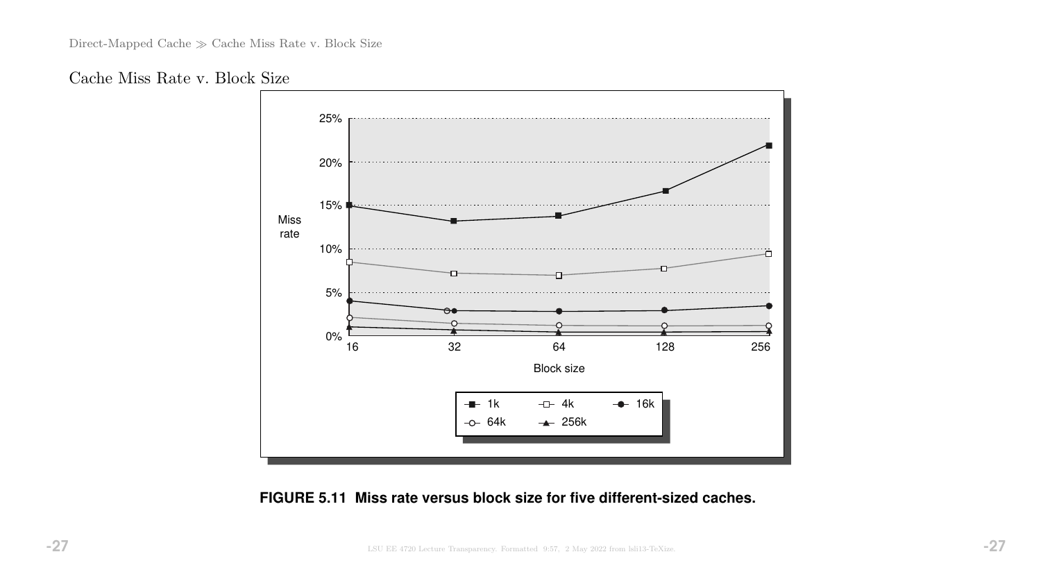Cache Miss Rate v. Block Size

FIGURE 5.11 Miss rate versus block size for five different-sized caches.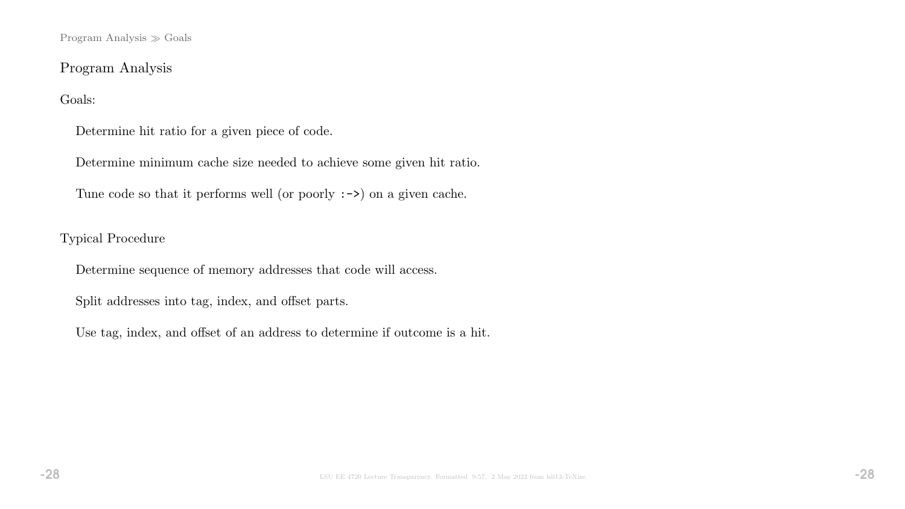## Program Analysis

Goals:

- Determine hit ratio for a given piece of code.
- Determine minimum cache size needed to achieve some given hit ratio.
- Tune code so that it performs well (or poorly `:->`) on a given cache.

Typical Procedure

- Determine sequence of memory addresses that code will access.
- Split addresses into tag, index, and offset parts.
- Use tag, index, and offset of an address to determine if outcome is a hit.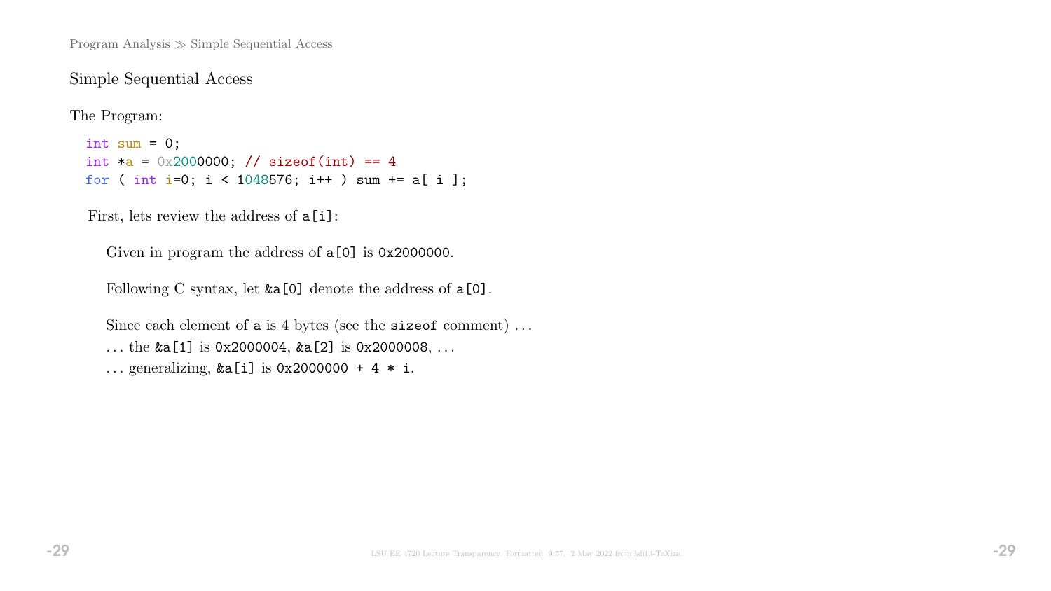## Simple Sequential Access

The Program:

```
int sum = 0;
int *a = 0x2000000; // sizeof(int) == 4
for ( int i=0; i < 1048576; i++ ) sum += a[ i ];
```

First, lets review the address of `a[i]`:

Given in program the address of `a[0]` is `0x2000000`.

Following C syntax, let `&a[0]` denote the address of `a[0]`.

Since each element of `a` is 4 bytes (see the `sizeof` comment) …

… the `&a[1]` is `0x2000004`, `&a[2]` is `0x2000008`, …

… generalizing, `&a[i]` is `0x2000000 + 4 * i`.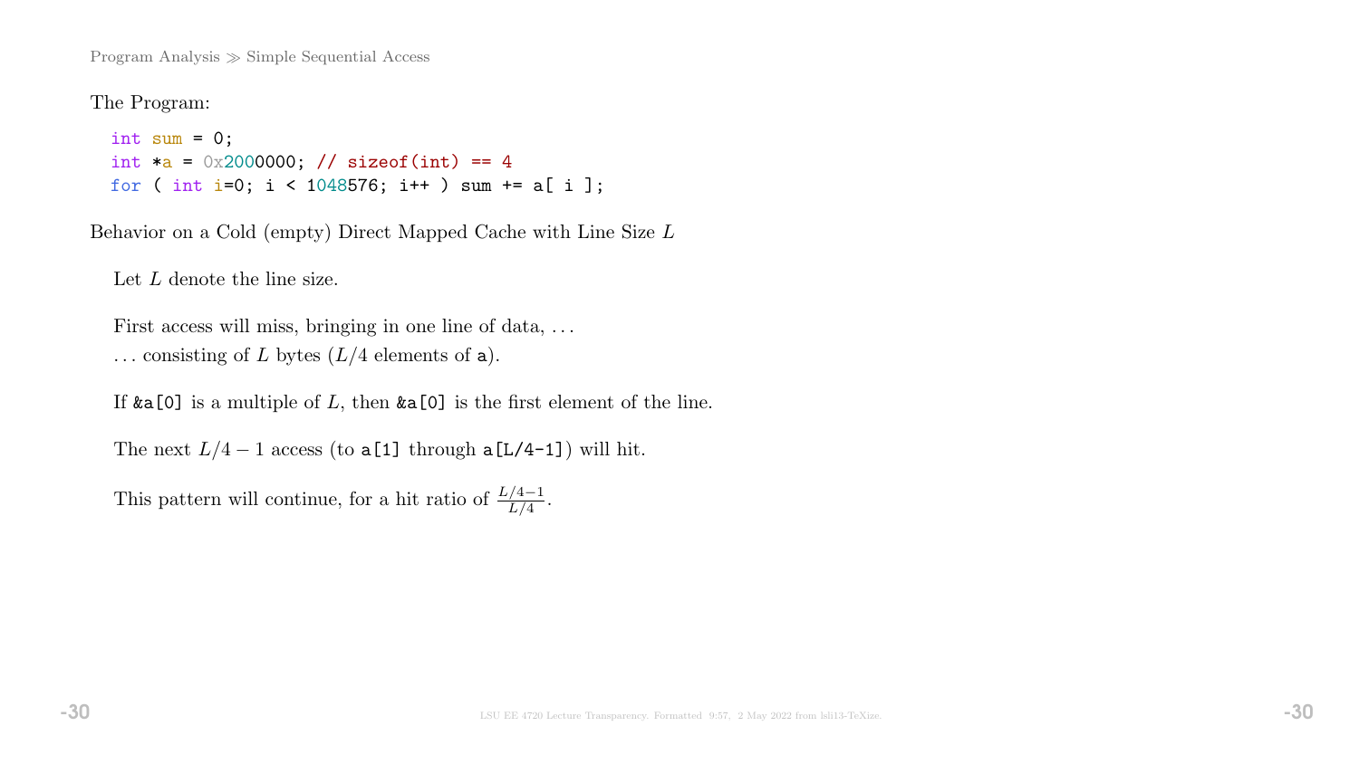Program Analysis ≫ Simple Sequential Access

The Program:

```
int sum = 0;
int *a = 0x2000000; // sizeof(int) == 4
for ( int i=0; i < 1048576; i++ ) sum += a[ i ];
```

Behavior on a Cold (empty) Direct Mapped Cache with Line Size $L$

Let $L$ denote the line size.

First access will miss, bringing in one line of data, . . .
. . . consisting of $L$ bytes ($L/4$ elements of a).

If &a[0] is a multiple of $L$, then &a[0] is the first element of the line.

The next $L/4 - 1$ access (to a[1] through a[L/4-1]) will hit.

This pattern will continue, for a hit ratio of $\frac{L/4-1}{L/4}$.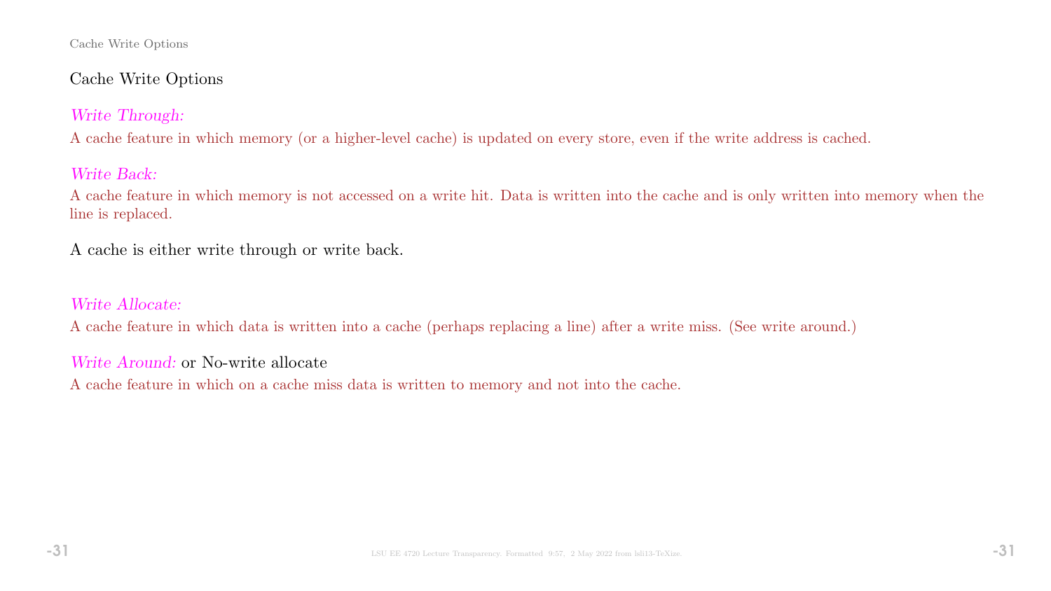## Cache Write Options

*Write Through:*
A cache feature in which memory (or a higher-level cache) is updated on every store, even if the write address is cached.

*Write Back:*
A cache feature in which memory is not accessed on a write hit. Data is written into the cache and is only written into memory when the line is replaced.

A cache is either write through or write back.

*Write Allocate:*
A cache feature in which data is written into a cache (perhaps replacing a line) after a write miss. (See write around.)

*Write Around:* or No-write allocate
A cache feature in which on a cache miss data is written to memory and not into the cache.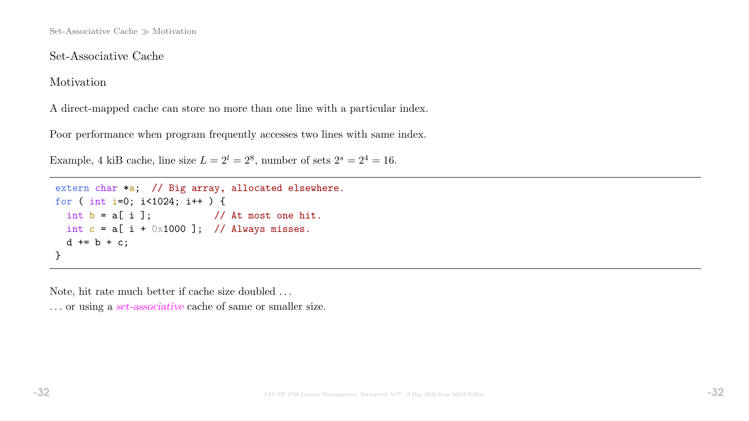## Set-Associative Cache

### Motivation

A direct-mapped cache can store no more than one line with a particular index.

Poor performance when program frequently accesses two lines with same index.

Example, 4 kiB cache, line size $L = 2^l = 2^8$, number of sets $2^s = 2^4 = 16$.

```
extern char *a;  // Big array, allocated elsewhere.
for ( int i=0; i<1024; i++ ) {
  int b = a[ i ];           // At most one hit.
  int c = a[ i + 0x1000 ];  // Always misses.
  d += b + c;
}
```

Note, hit rate much better if cache size doubled . . .

. . . or using a *set-associative* cache of same or smaller size.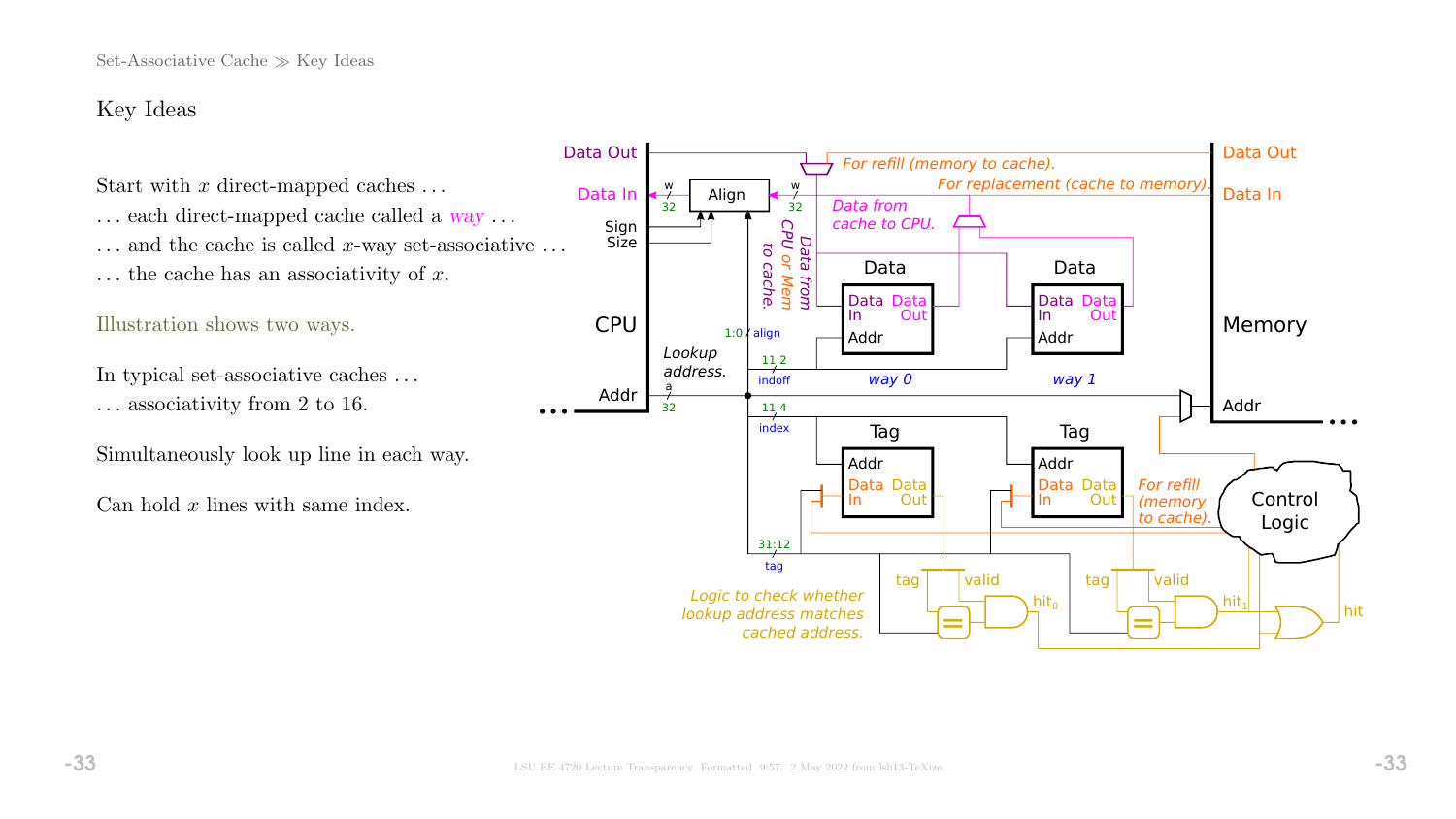## Key Ideas

Start with $x$ direct-mapped caches ...

... each direct-mapped cache called a *way* ...

... and the cache is called $x$-way set-associative ...

... the cache has an associativity of $x$.

Illustration shows two ways.

In typical set-associative caches ...

... associativity from 2 to 16.

Simultaneously look up line in each way.

Can hold $x$ lines with same index.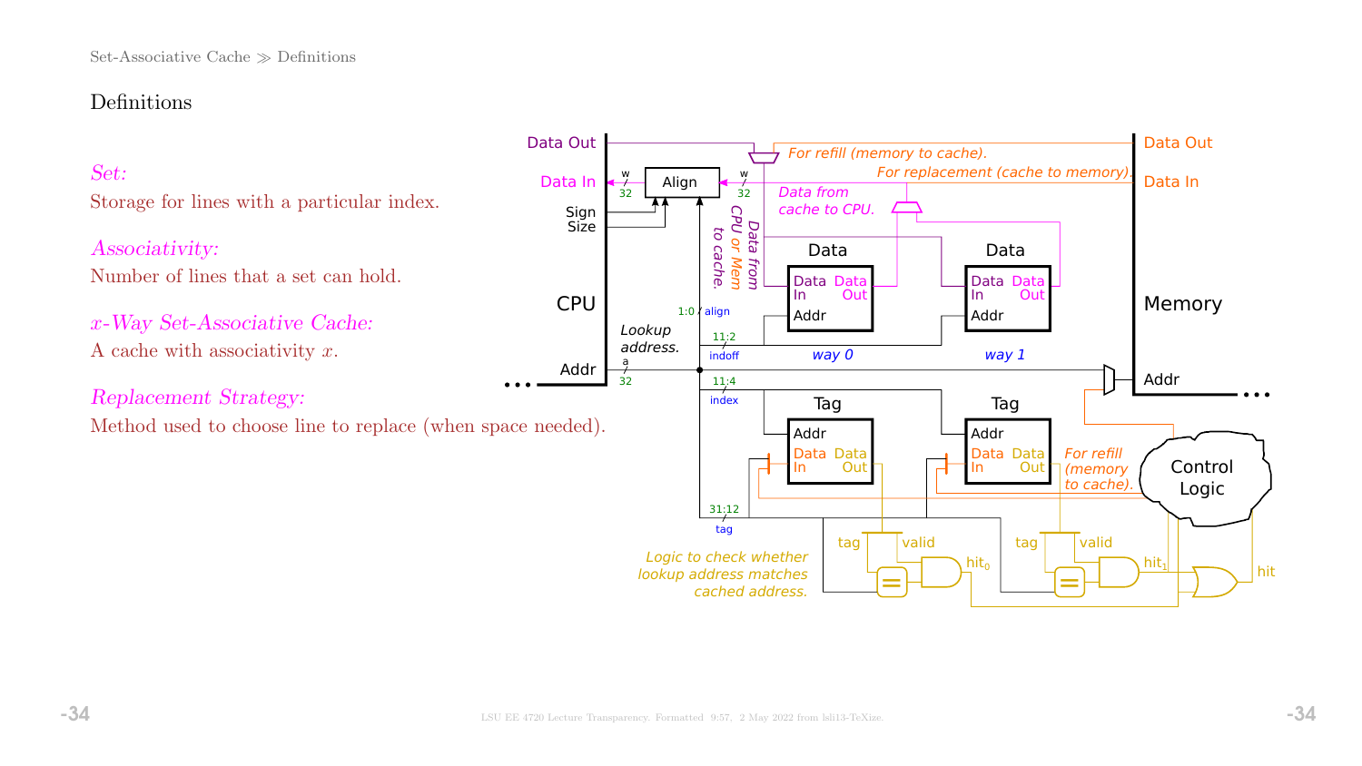Set-Associative Cache ≫ Definitions

## Definitions

*Set:*
Storage for lines with a particular index.

*Associativity:*
Number of lines that a set can hold.

*$x$-Way Set-Associative Cache:*
A cache with associativity $x$.

*Replacement Strategy:*
Method used to choose line to replace (when space needed).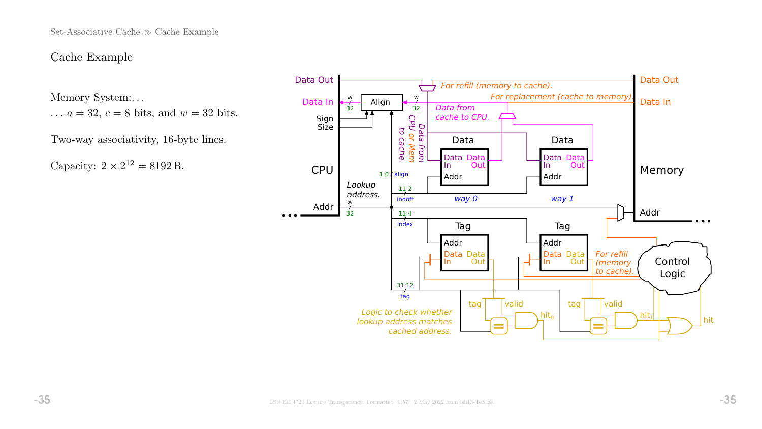## Cache Example

Memory System:. . .

. . . $a = 32$, $c = 8$ bits, and $w = 32$ bits.

Two-way associativity, 16-byte lines.

Capacity: $2 \times 2^{12} = 8192\,\text{B}$.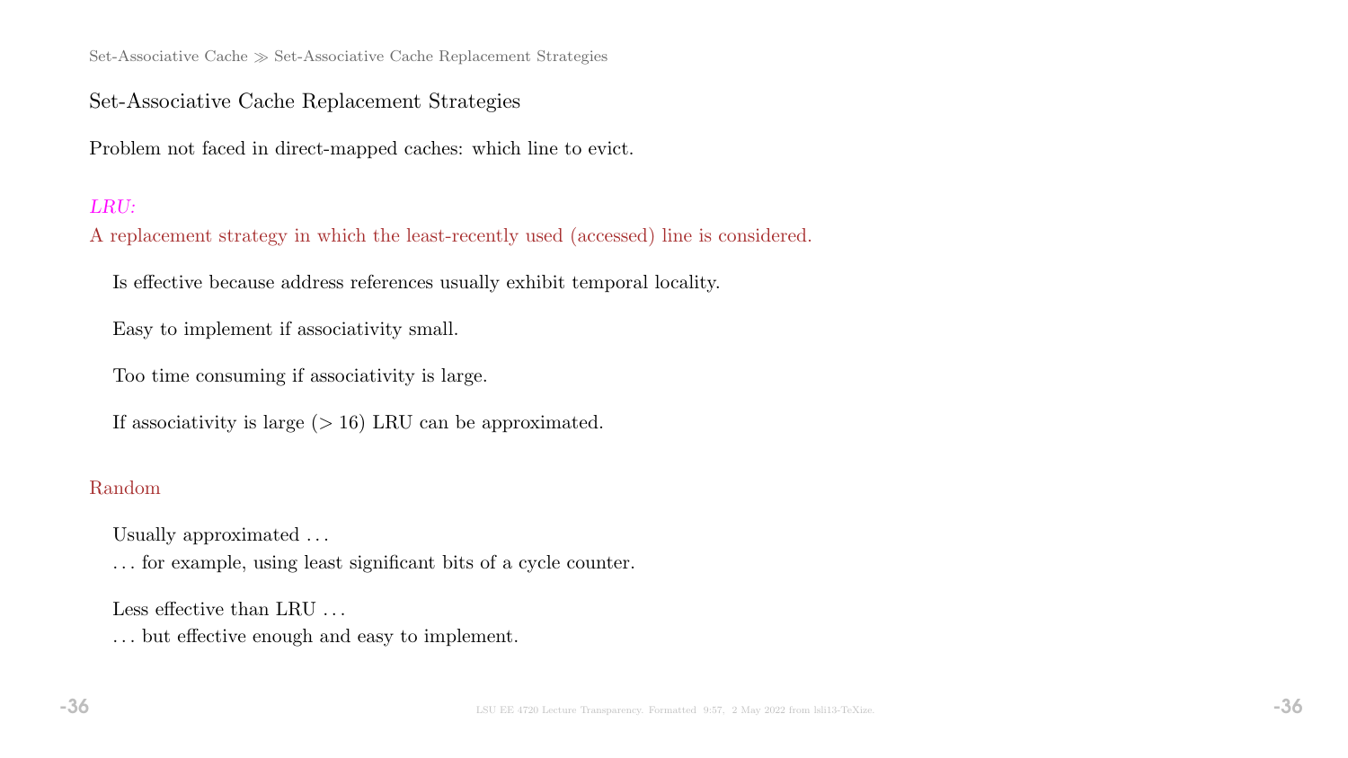## Set-Associative Cache Replacement Strategies

Problem not faced in direct-mapped caches: which line to evict.

*LRU:*

A replacement strategy in which the least-recently used (accessed) line is considered.

Is effective because address references usually exhibit temporal locality.

Easy to implement if associativity small.

Too time consuming if associativity is large.

If associativity is large ($> 16$) LRU can be approximated.

Random

Usually approximated ...
... for example, using least significant bits of a cycle counter.

Less effective than LRU ...
... but effective enough and easy to implement.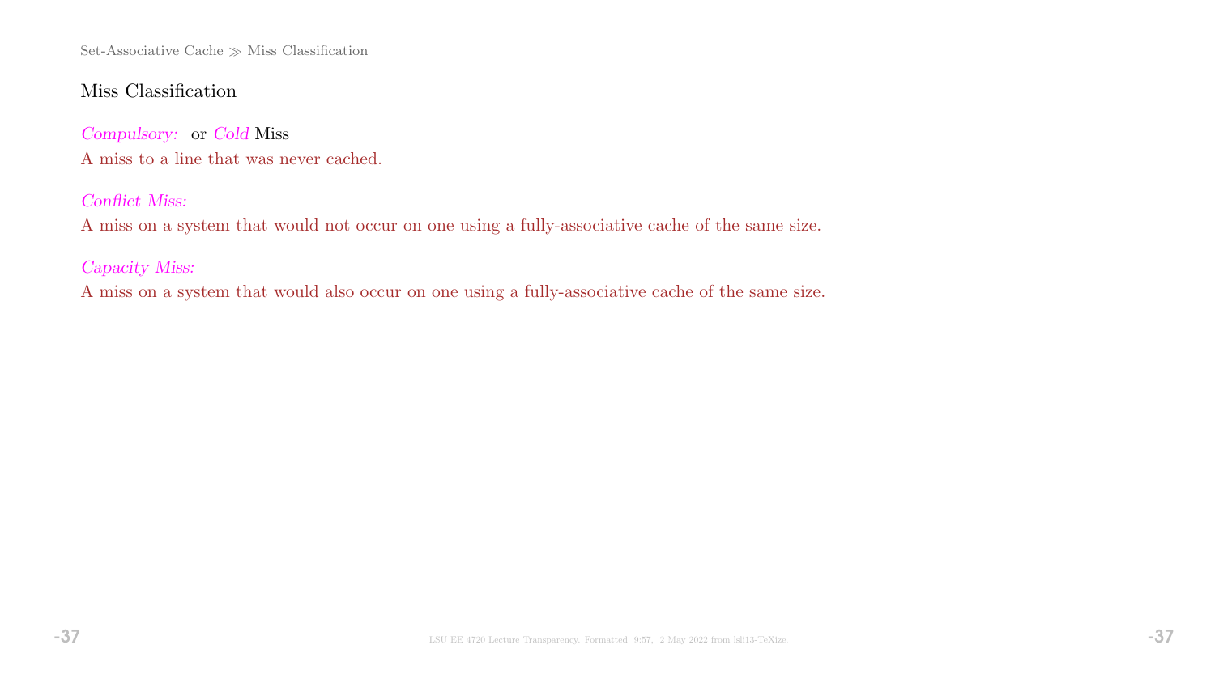## Miss Classification

*Compulsory:* or *Cold* Miss
A miss to a line that was never cached.

*Conflict Miss:*
A miss on a system that would not occur on one using a fully-associative cache of the same size.

*Capacity Miss:*
A miss on a system that would also occur on one using a fully-associative cache of the same size.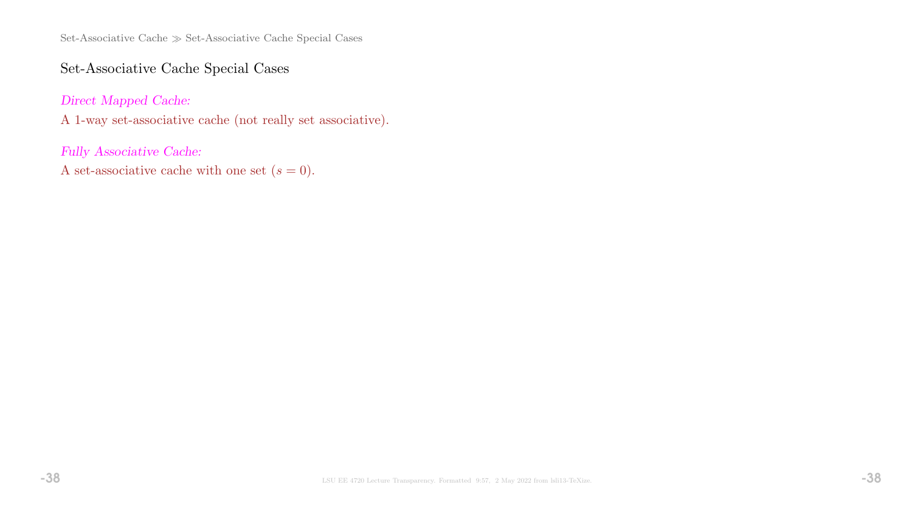## Set-Associative Cache Special Cases

*Direct Mapped Cache:*

A 1-way set-associative cache (not really set associative).

*Fully Associative Cache:*

A set-associative cache with one set ($s = 0$).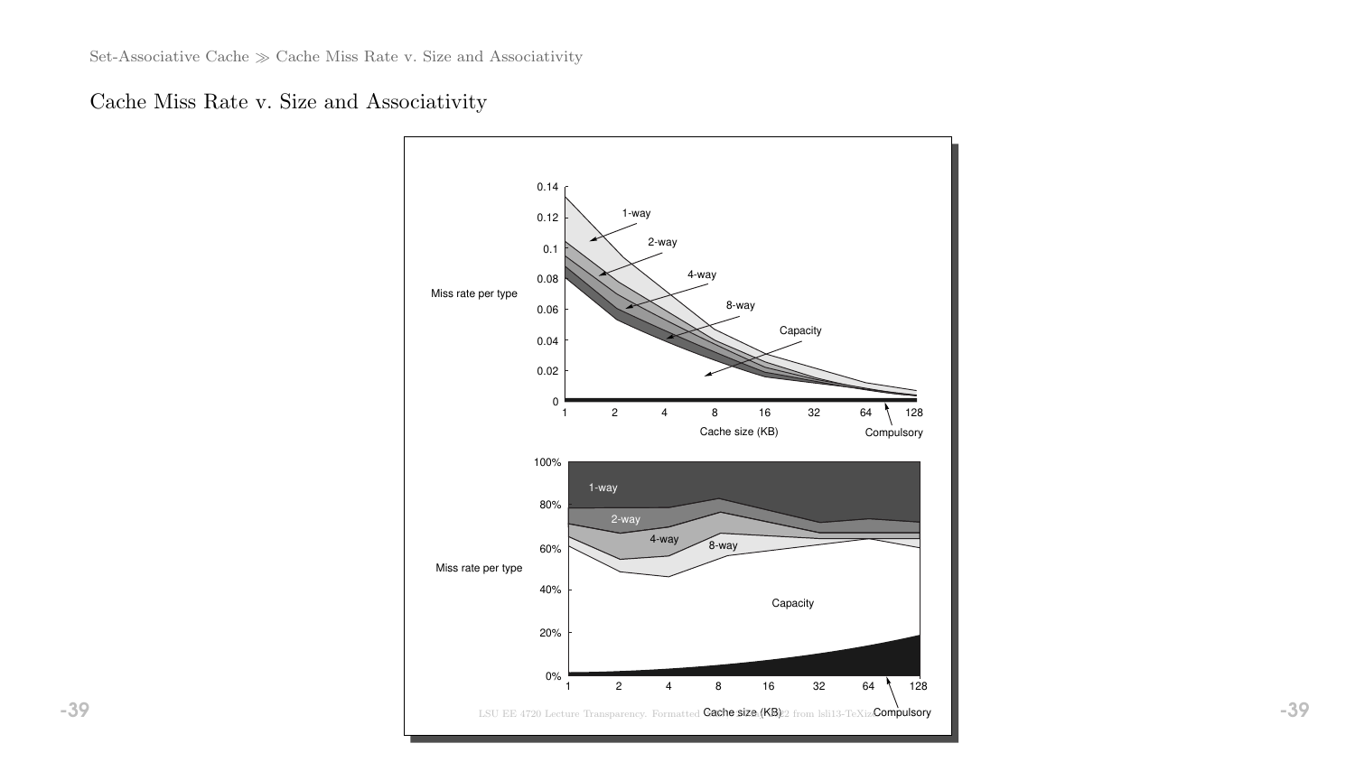# Cache Miss Rate v. Size and Associativity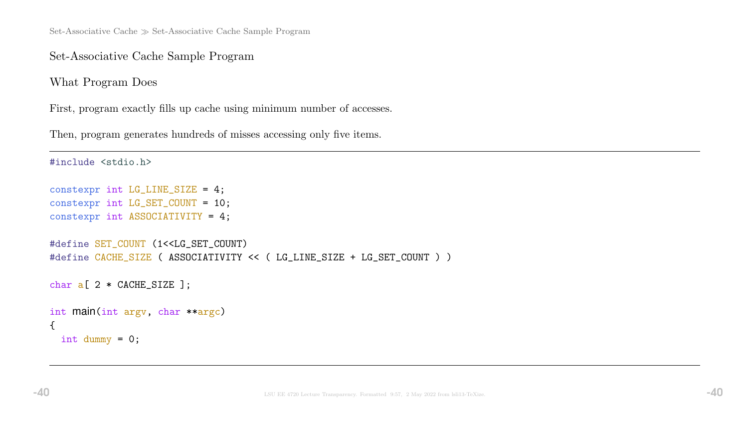## Set-Associative Cache Sample Program

### What Program Does

First, program exactly fills up cache using minimum number of accesses.

Then, program generates hundreds of misses accessing only five items.

```
#include <stdio.h>

constexpr int LG_LINE_SIZE = 4;
constexpr int LG_SET_COUNT = 10;
constexpr int ASSOCIATIVITY = 4;

#define SET_COUNT (1<<LG_SET_COUNT)
#define CACHE_SIZE ( ASSOCIATIVITY << ( LG_LINE_SIZE + LG_SET_COUNT ) )

char a[ 2 * CACHE_SIZE ];

int main(int argv, char **argc)
{
  int dummy = 0;
```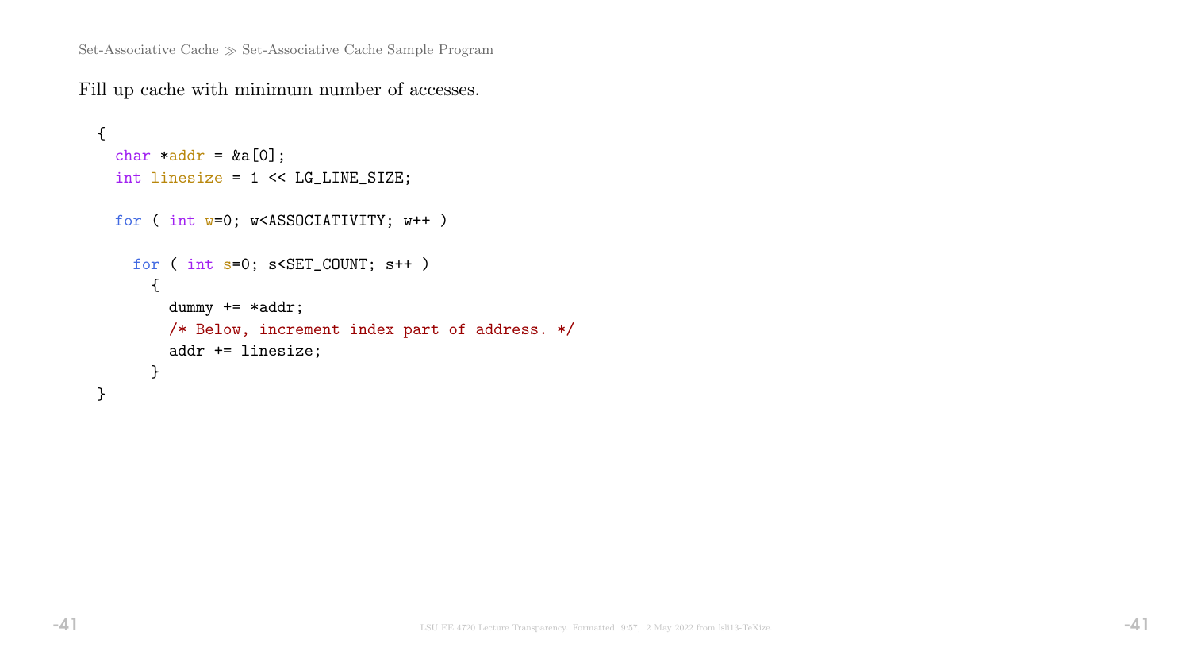Set-Associative Cache ≫ Set-Associative Cache Sample Program

Fill up cache with minimum number of accesses.

```
{
  char *addr = &a[0];
  int linesize = 1 << LG_LINE_SIZE;

  for ( int w=0; w<ASSOCIATIVITY; w++ )

    for ( int s=0; s<SET_COUNT; s++ )
      {
        dummy += *addr;
        /* Below, increment index part of address. */
        addr += linesize;
      }
}
```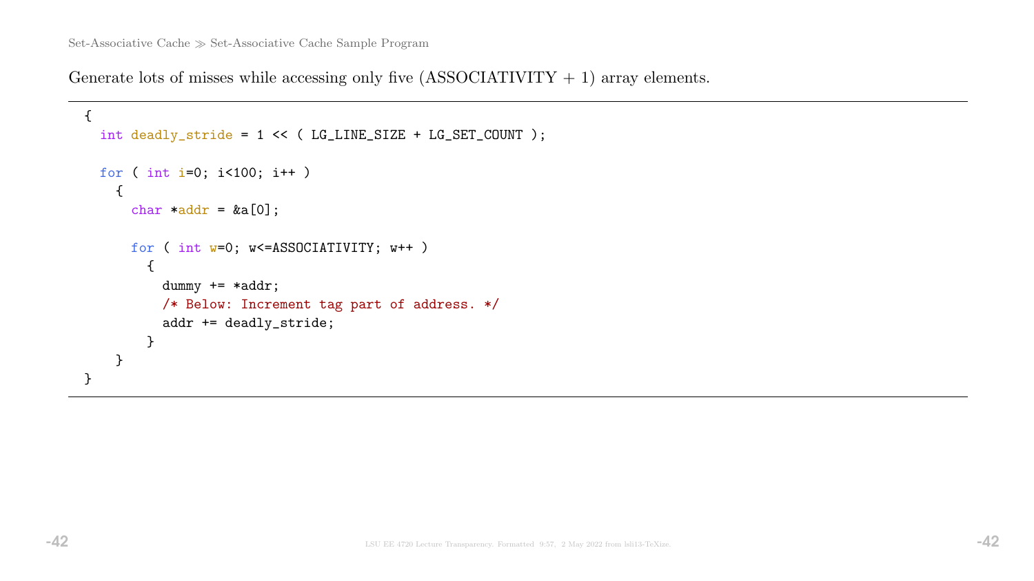Set-Associative Cache ≫ Set-Associative Cache Sample Program

Generate lots of misses while accessing only five (ASSOCIATIVITY + 1) array elements.

```
{
  int deadly_stride = 1 << ( LG_LINE_SIZE + LG_SET_COUNT );

  for ( int i=0; i<100; i++ )
    {
      char *addr = &a[0];

      for ( int w=0; w<=ASSOCIATIVITY; w++ )
        {
          dummy += *addr;
          /* Below: Increment tag part of address. */
          addr += deadly_stride;
        }
    }
}
```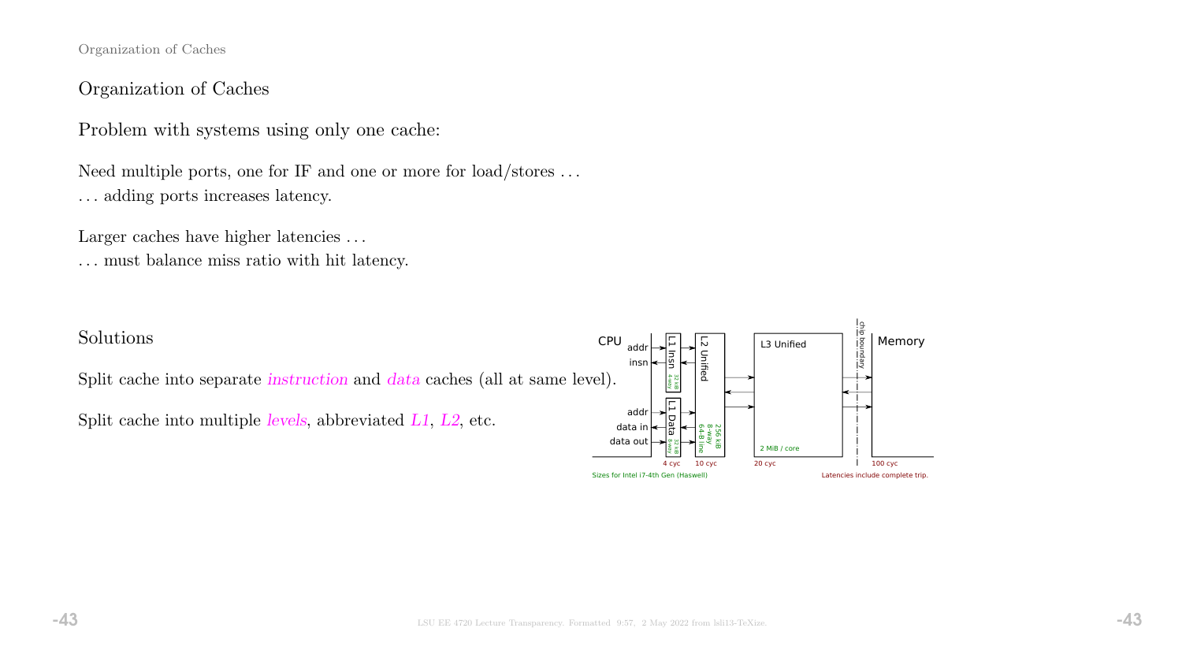# Organization of Caches

Problem with systems using only one cache:

Need multiple ports, one for IF and one or more for load/stores . . .
. . . adding ports increases latency.

Larger caches have higher latencies . . .
. . . must balance miss ratio with hit latency.

## Solutions

Split cache into separate *instruction* and *data* caches (all at same level).

Split cache into multiple *levels*, abbreviated *L1*, *L2*, etc.

CPU: addr, insn, addr, data in, data out

L1 Insn (32 kB, 4-way) · L1 Data (32 kB, 8-way) — 4 cyc

L2 Unified (256 kB, 8-way, 64-B line) — 10 cyc

L3 Unified (2 MiB / core) — 20 cyc

chip boundary

Memory — 100 cyc

Sizes for Intel i7-4th Gen (Haswell)

Latencies include complete trip.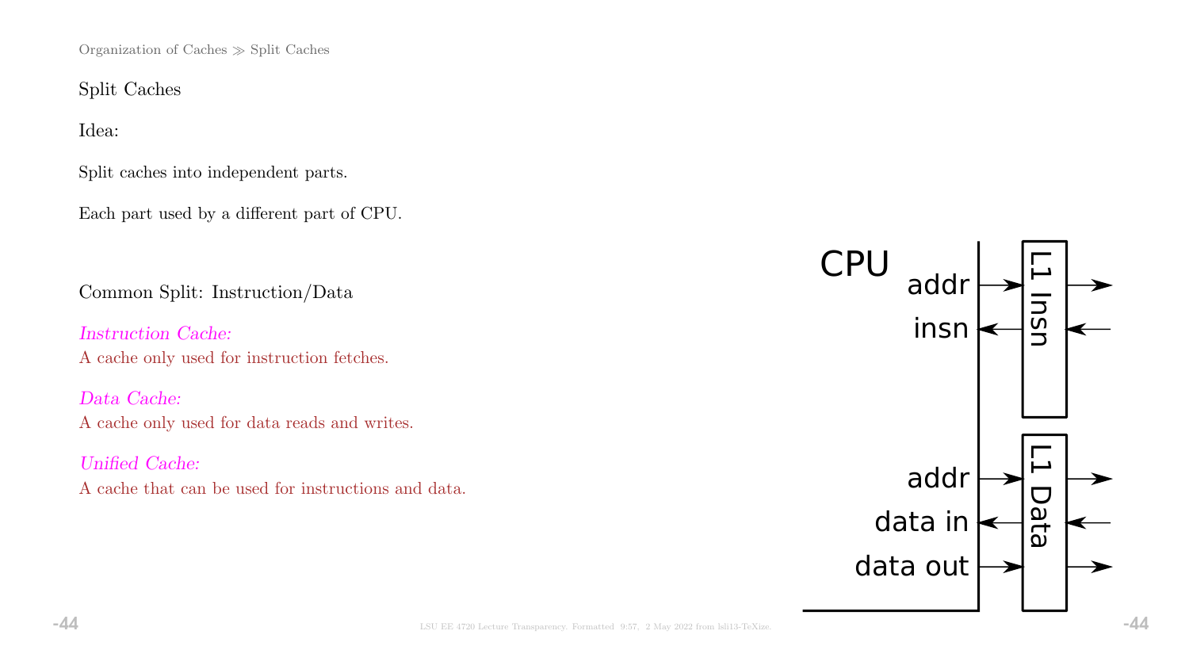## Split Caches

Idea:

Split caches into independent parts.

Each part used by a different part of CPU.

Common Split: Instruction/Data

*Instruction Cache:*
A cache only used for instruction fetches.

*Data Cache:*
A cache only used for data reads and writes.

*Unified Cache:*
A cache that can be used for instructions and data.

CPU addr insn L1 Insn addr data in data out L1 Data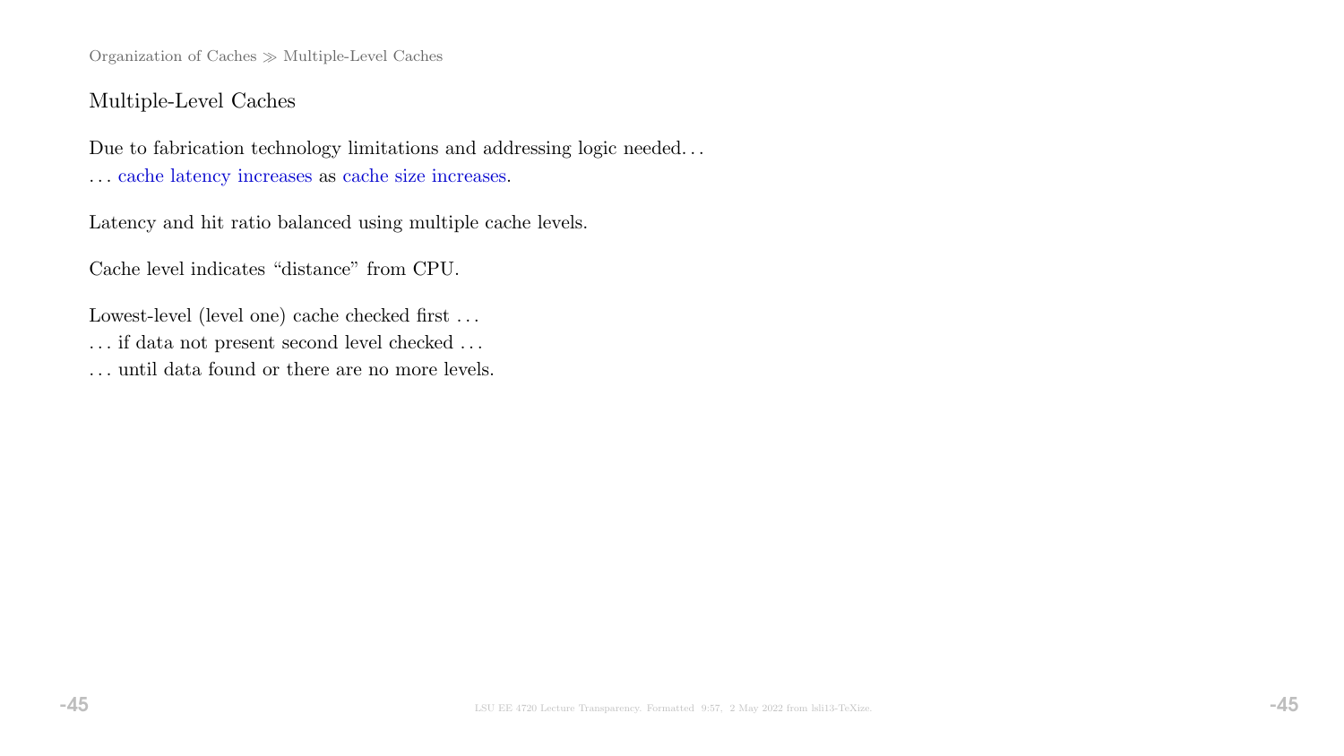## Multiple-Level Caches

Due to fabrication technology limitations and addressing logic needed. . .
. . . cache latency increases as cache size increases.

Latency and hit ratio balanced using multiple cache levels.

Cache level indicates "distance" from CPU.

Lowest-level (level one) cache checked first . . .
. . . if data not present second level checked . . .
. . . until data found or there are no more levels.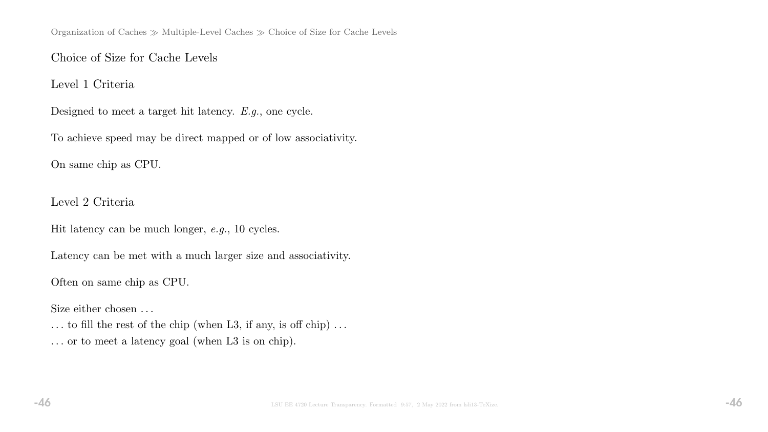## Choice of Size for Cache Levels

### Level 1 Criteria

Designed to meet a target hit latency. *E.g.*, one cycle.

To achieve speed may be direct mapped or of low associativity.

On same chip as CPU.

### Level 2 Criteria

Hit latency can be much longer, *e.g.*, 10 cycles.

Latency can be met with a much larger size and associativity.

Often on same chip as CPU.

Size either chosen ...
... to fill the rest of the chip (when L3, if any, is off chip) ...
... or to meet a latency goal (when L3 is on chip).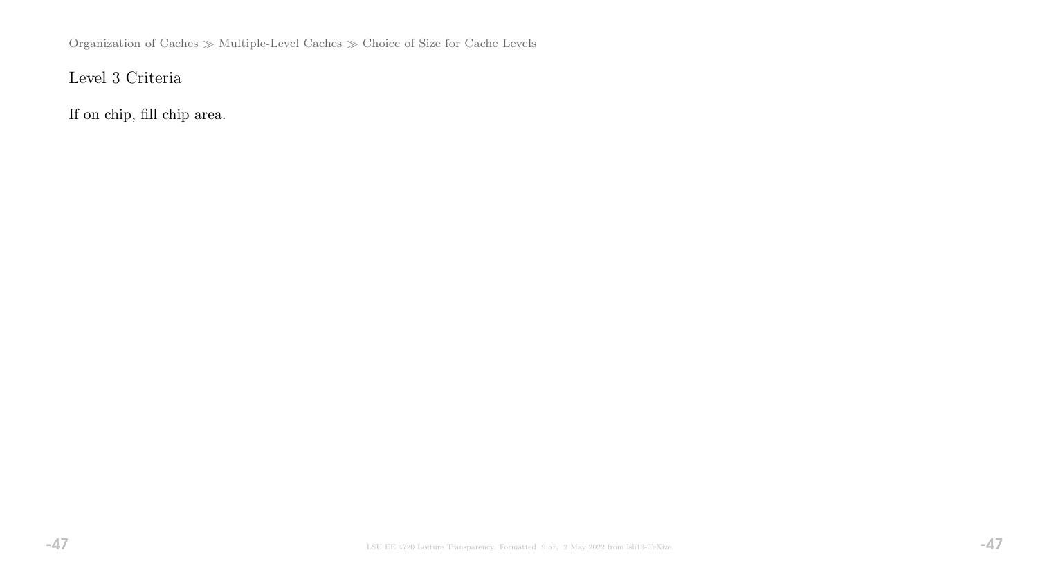## Level 3 Criteria

If on chip, fill chip area.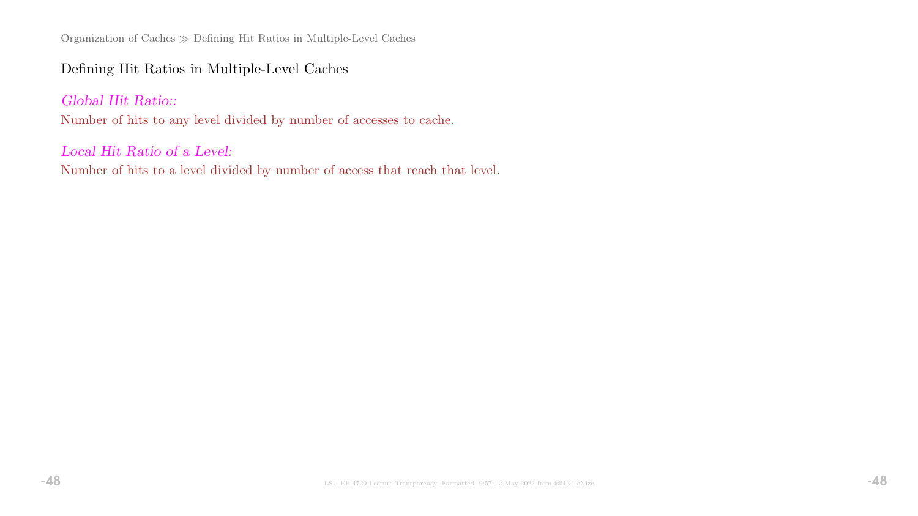## Defining Hit Ratios in Multiple-Level Caches

*Global Hit Ratio::*
Number of hits to any level divided by number of accesses to cache.

*Local Hit Ratio of a Level:*
Number of hits to a level divided by number of access that reach that level.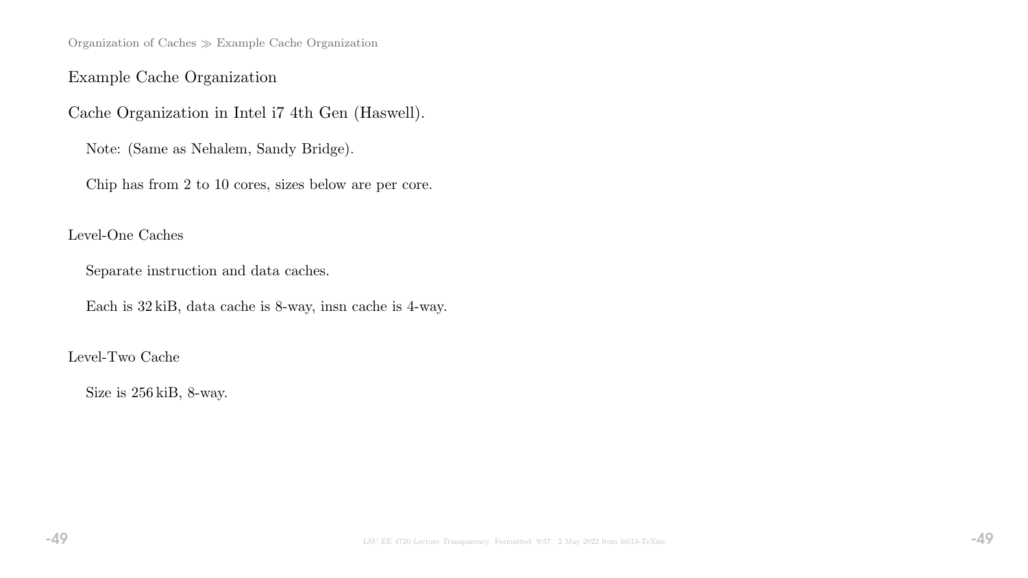## Example Cache Organization

Cache Organization in Intel i7 4th Gen (Haswell).

Note: (Same as Nehalem, Sandy Bridge).

Chip has from 2 to 10 cores, sizes below are per core.

### Level-One Caches

Separate instruction and data caches.

Each is 32 kiB, data cache is 8-way, insn cache is 4-way.

### Level-Two Cache

Size is 256 kiB, 8-way.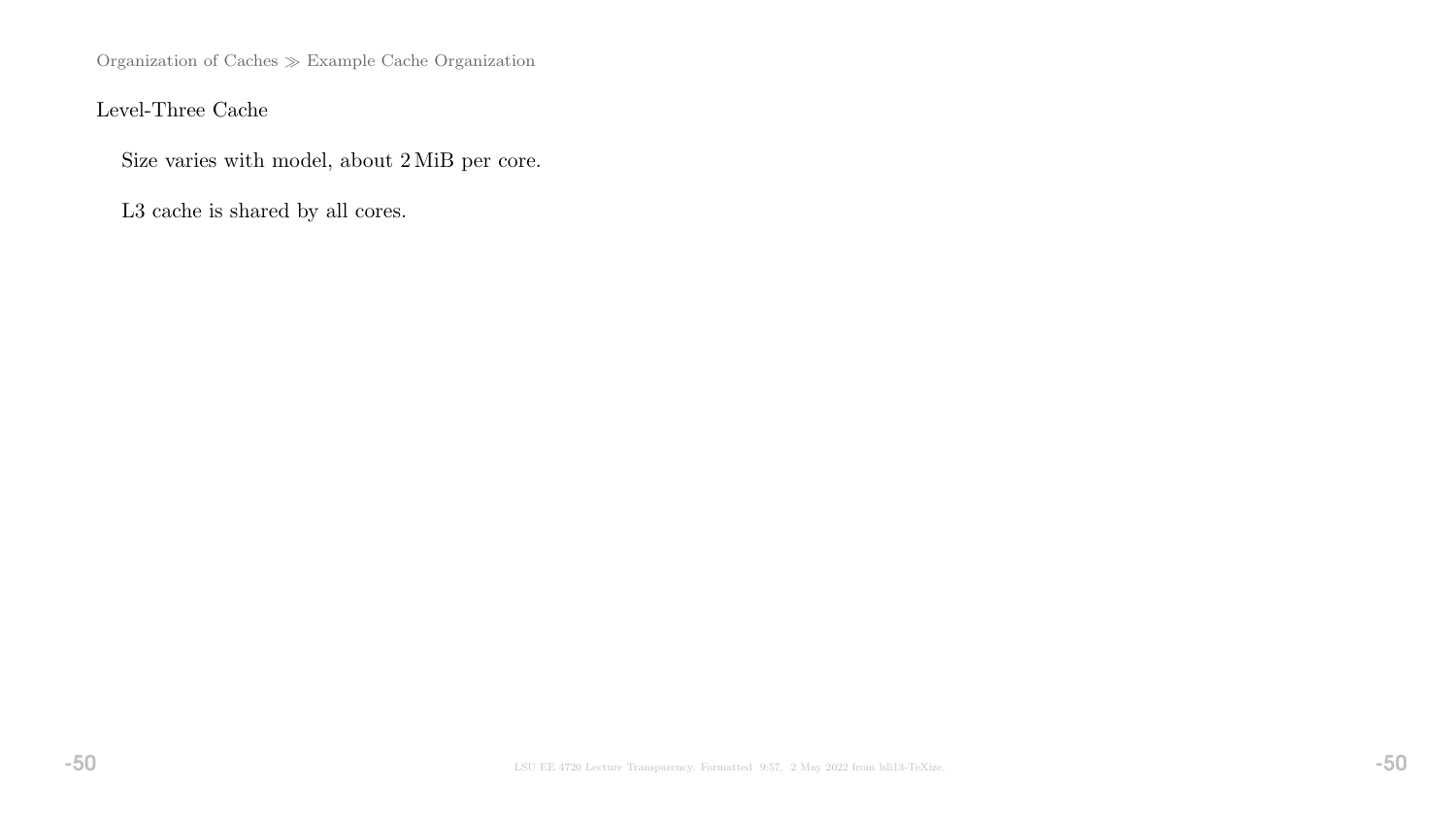Organization of Caches ≫ Example Cache Organization

## Level-Three Cache

Size varies with model, about 2 MiB per core.

L3 cache is shared by all cores.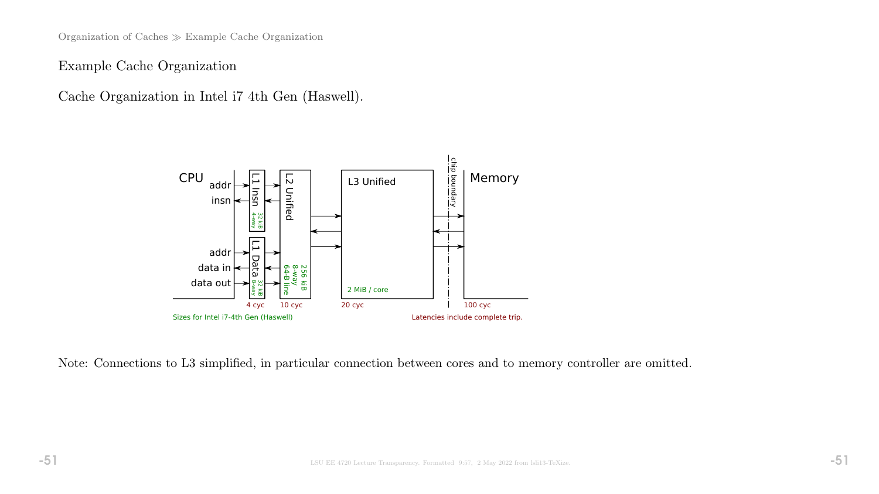## Example Cache Organization

Cache Organization in Intel i7 4th Gen (Haswell).

CPU: addr, insn, addr, data in, data out

L1 Insn (32 kiB, 4-way) — L1 Data (32 kiB, 8-way) — 4 cyc

L2 Unified (256 kiB, 8-way, 64-B line) — 10 cyc

L3 Unified (2 MiB / core) — 20 cyc

chip boundary

Memory — 100 cyc

Sizes for Intel i7-4th Gen (Haswell)

Latencies include complete trip.

Note: Connections to L3 simplified, in particular connection between cores and to memory controller are omitted.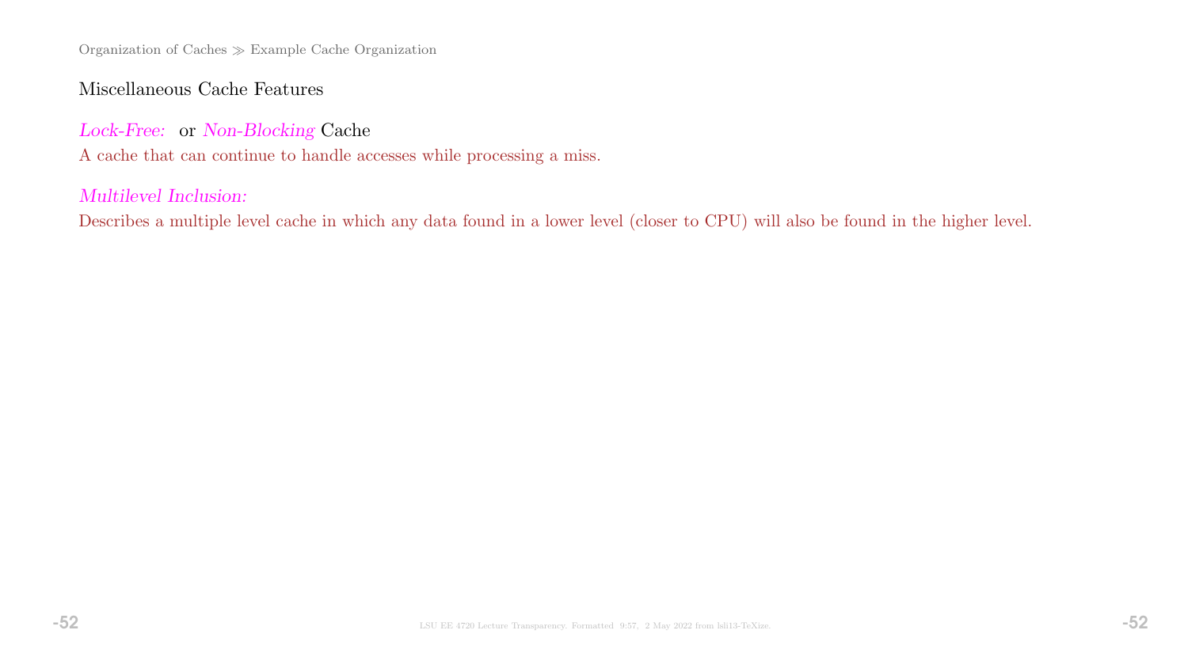## Miscellaneous Cache Features

*Lock-Free:* or *Non-Blocking* Cache

A cache that can continue to handle accesses while processing a miss.

*Multilevel Inclusion:*

Describes a multiple level cache in which any data found in a lower level (closer to CPU) will also be found in the higher level.